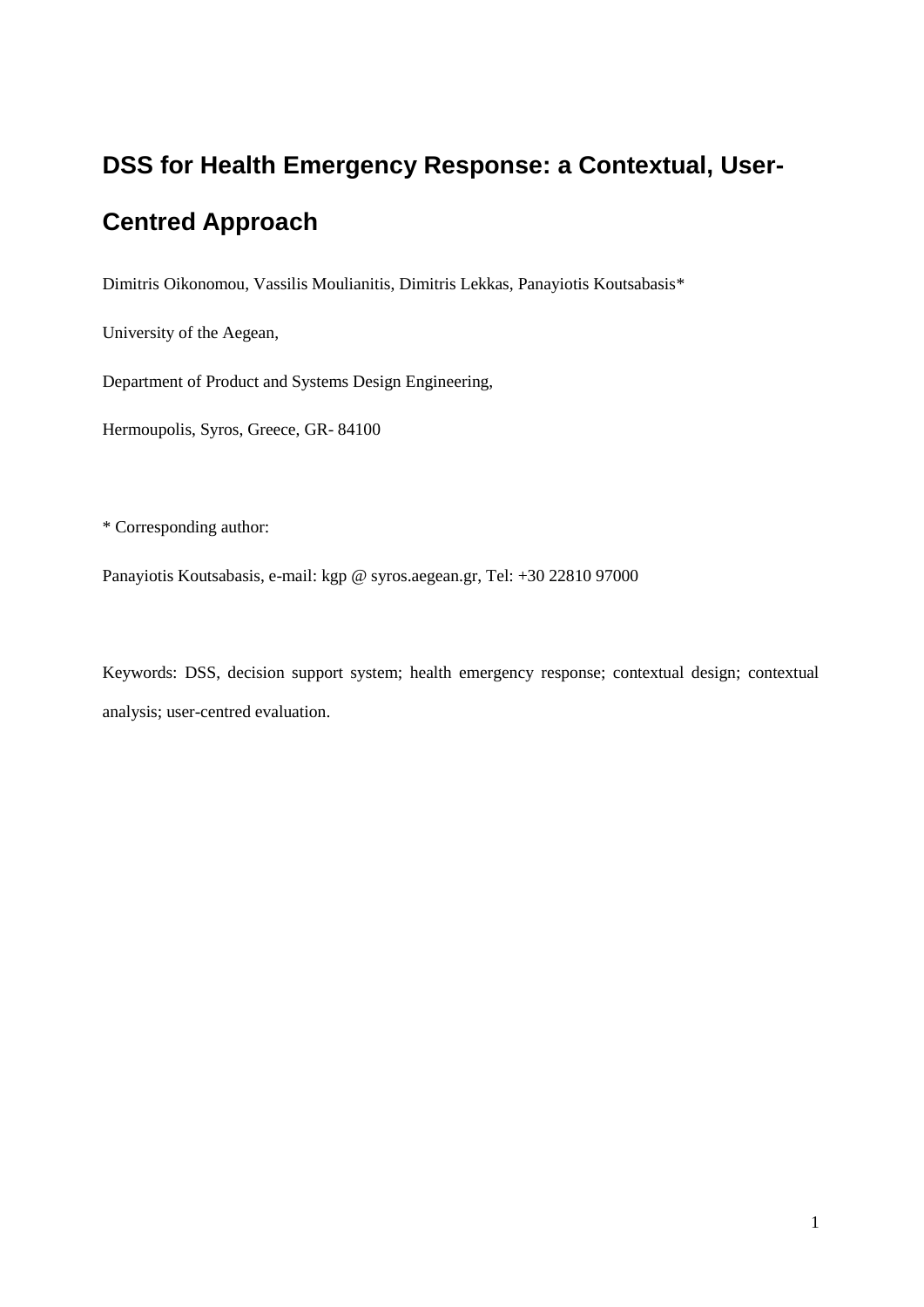# DSS for Health Emergency Response: a Contextual, User-Centred Approach

Dimitris Oikonomou, Vassilis Moulianitis, Dimitris Lekkas, Panayiotis Koutsabasis*

University of the Aegean,

Department of Product and Systems Design Engineering,

Hermoupolis, Syros, Greece, GR- 84100

* Corresponding author:

Panayiotis Koutsabasis, e-mail: kgp @ syros.aegean.gr, Tel: +30 22810 97000

Keywords: DSS, decision support system; health emergency response; contextual design; contextual analysis; user-centred evaluation.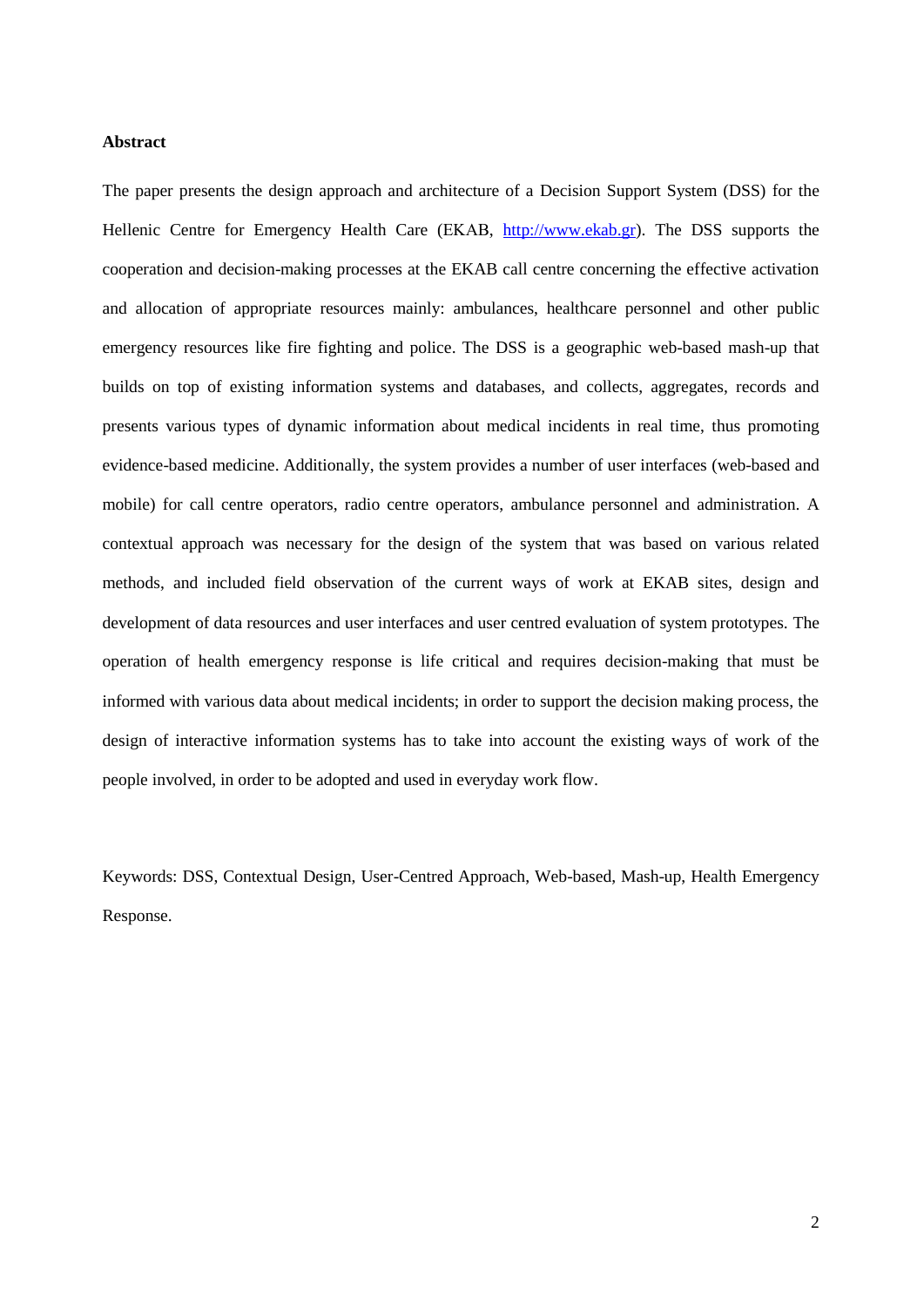**Abstract**

The paper presents the design approach and architecture of a Decision Support System (DSS) for the Hellenic Centre for Emergency Health Care (EKAB, http://www.ekab.gr). The DSS supports the cooperation and decision-making processes at the EKAB call centre concerning the effective activation and allocation of appropriate resources mainly: ambulances, healthcare personnel and other public emergency resources like fire fighting and police. The DSS is a geographic web-based mash-up that builds on top of existing information systems and databases, and collects, aggregates, records and presents various types of dynamic information about medical incidents in real time, thus promoting evidence-based medicine. Additionally, the system provides a number of user interfaces (web-based and mobile) for call centre operators, radio centre operators, ambulance personnel and administration. A contextual approach was necessary for the design of the system that was based on various related methods, and included field observation of the current ways of work at EKAB sites, design and development of data resources and user interfaces and user centred evaluation of system prototypes. The operation of health emergency response is life critical and requires decision-making that must be informed with various data about medical incidents; in order to support the decision making process, the design of interactive information systems has to take into account the existing ways of work of the people involved, in order to be adopted and used in everyday work flow.

Keywords: DSS, Contextual Design, User-Centred Approach, Web-based, Mash-up, Health Emergency Response.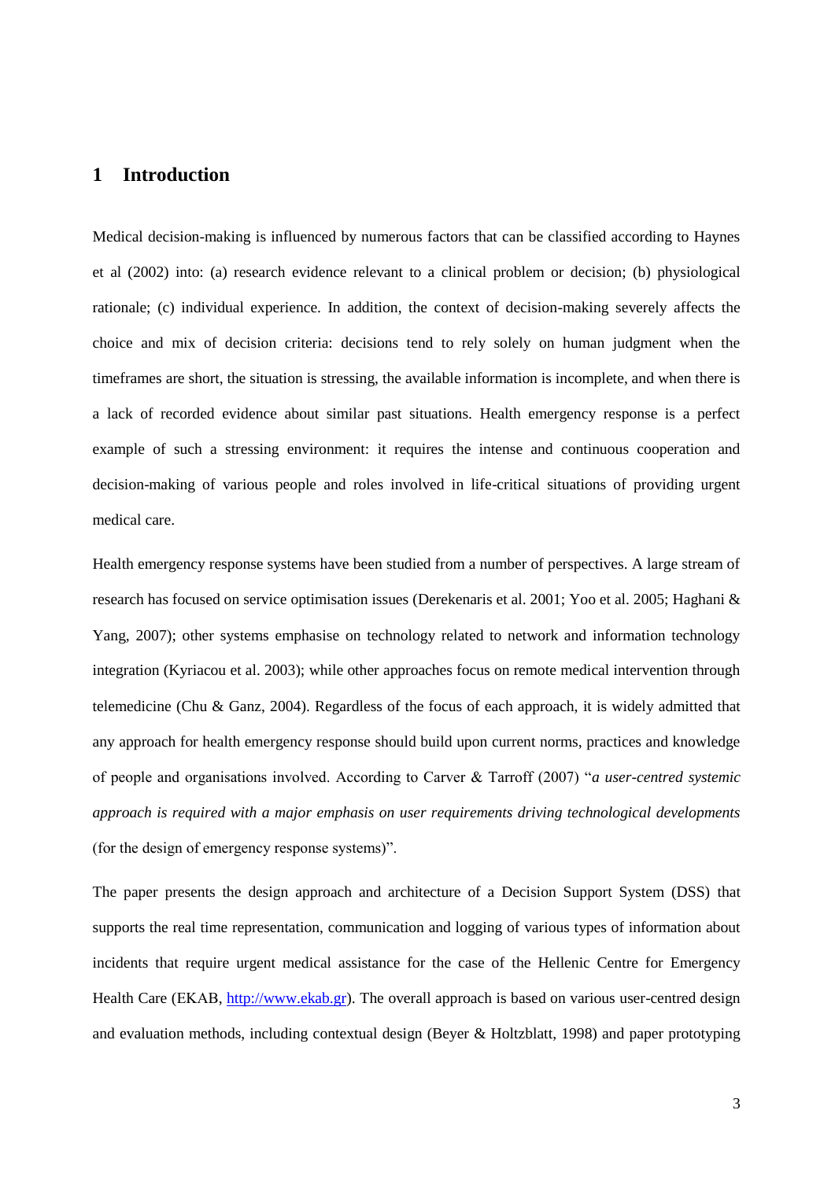# 1 Introduction

Medical decision-making is influenced by numerous factors that can be classified according to Haynes et al (2002) into: (a) research evidence relevant to a clinical problem or decision; (b) physiological rationale; (c) individual experience. In addition, the context of decision-making severely affects the choice and mix of decision criteria: decisions tend to rely solely on human judgment when the timeframes are short, the situation is stressing, the available information is incomplete, and when there is a lack of recorded evidence about similar past situations. Health emergency response is a perfect example of such a stressing environment: it requires the intense and continuous cooperation and decision-making of various people and roles involved in life-critical situations of providing urgent medical care.

Health emergency response systems have been studied from a number of perspectives. A large stream of research has focused on service optimisation issues (Derekenaris et al. 2001; Yoo et al. 2005; Haghani & Yang, 2007); other systems emphasise on technology related to network and information technology integration (Kyriacou et al. 2003); while other approaches focus on remote medical intervention through telemedicine (Chu & Ganz, 2004). Regardless of the focus of each approach, it is widely admitted that any approach for health emergency response should build upon current norms, practices and knowledge of people and organisations involved. According to Carver & Tarroff (2007) "*a user-centred systemic approach is required with a major emphasis on user requirements driving technological developments* (for the design of emergency response systems)".

The paper presents the design approach and architecture of a Decision Support System (DSS) that supports the real time representation, communication and logging of various types of information about incidents that require urgent medical assistance for the case of the Hellenic Centre for Emergency Health Care (EKAB, http://www.ekab.gr). The overall approach is based on various user-centred design and evaluation methods, including contextual design (Beyer & Holtzblatt, 1998) and paper prototyping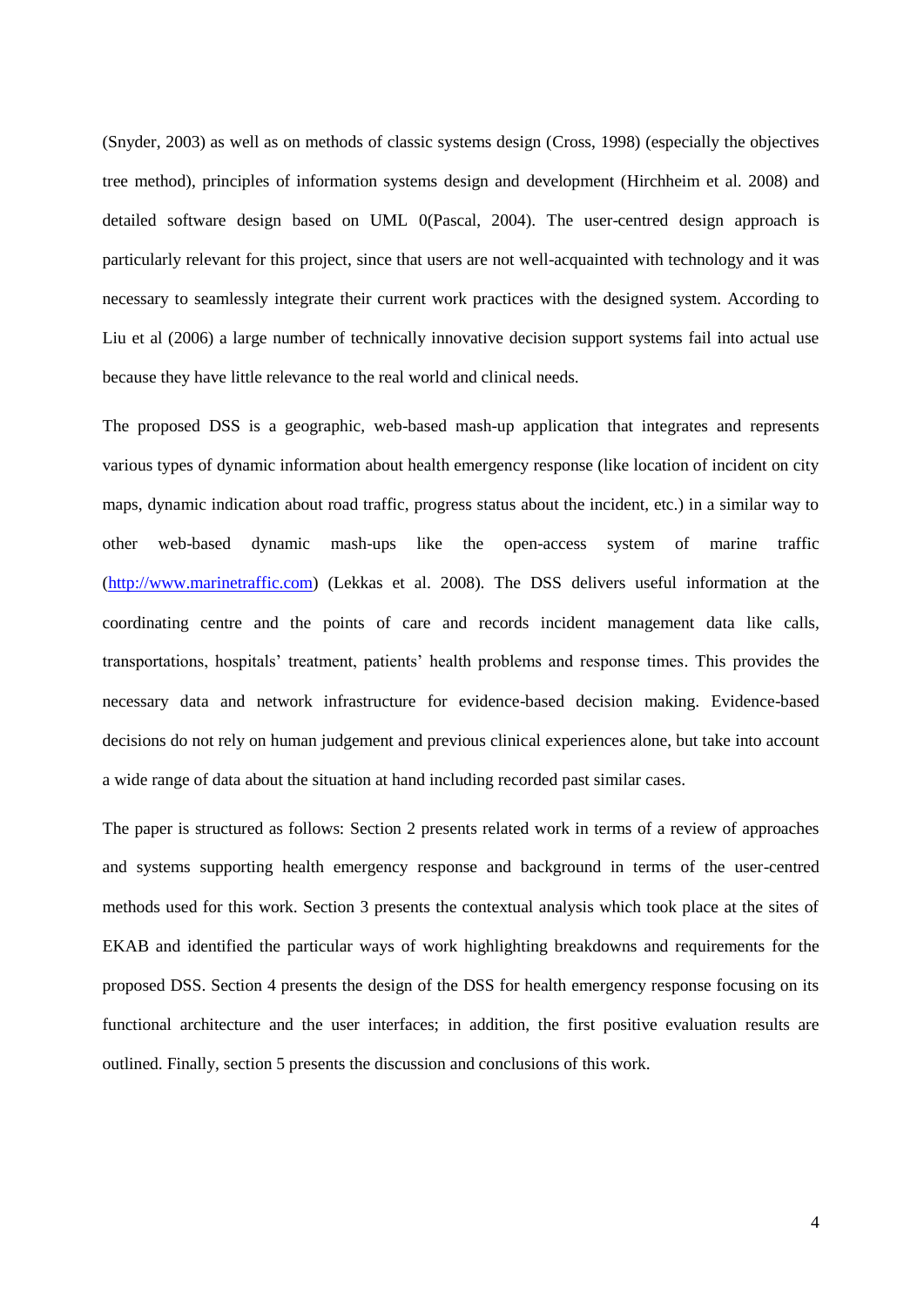(Snyder, 2003) as well as on methods of classic systems design (Cross, 1998) (especially the objectives tree method), principles of information systems design and development (Hirchheim et al. 2008) and detailed software design based on UML 0(Pascal, 2004). The user-centred design approach is particularly relevant for this project, since that users are not well-acquainted with technology and it was necessary to seamlessly integrate their current work practices with the designed system. According to Liu et al (2006) a large number of technically innovative decision support systems fail into actual use because they have little relevance to the real world and clinical needs.

The proposed DSS is a geographic, web-based mash-up application that integrates and represents various types of dynamic information about health emergency response (like location of incident on city maps, dynamic indication about road traffic, progress status about the incident, etc.) in a similar way to other web-based dynamic mash-ups like the open-access system of marine traffic (http://www.marinetraffic.com) (Lekkas et al. 2008). The DSS delivers useful information at the coordinating centre and the points of care and records incident management data like calls, transportations, hospitals' treatment, patients' health problems and response times. This provides the necessary data and network infrastructure for evidence-based decision making. Evidence-based decisions do not rely on human judgement and previous clinical experiences alone, but take into account a wide range of data about the situation at hand including recorded past similar cases.

The paper is structured as follows: Section 2 presents related work in terms of a review of approaches and systems supporting health emergency response and background in terms of the user-centred methods used for this work. Section 3 presents the contextual analysis which took place at the sites of EKAB and identified the particular ways of work highlighting breakdowns and requirements for the proposed DSS. Section 4 presents the design of the DSS for health emergency response focusing on its functional architecture and the user interfaces; in addition, the first positive evaluation results are outlined. Finally, section 5 presents the discussion and conclusions of this work.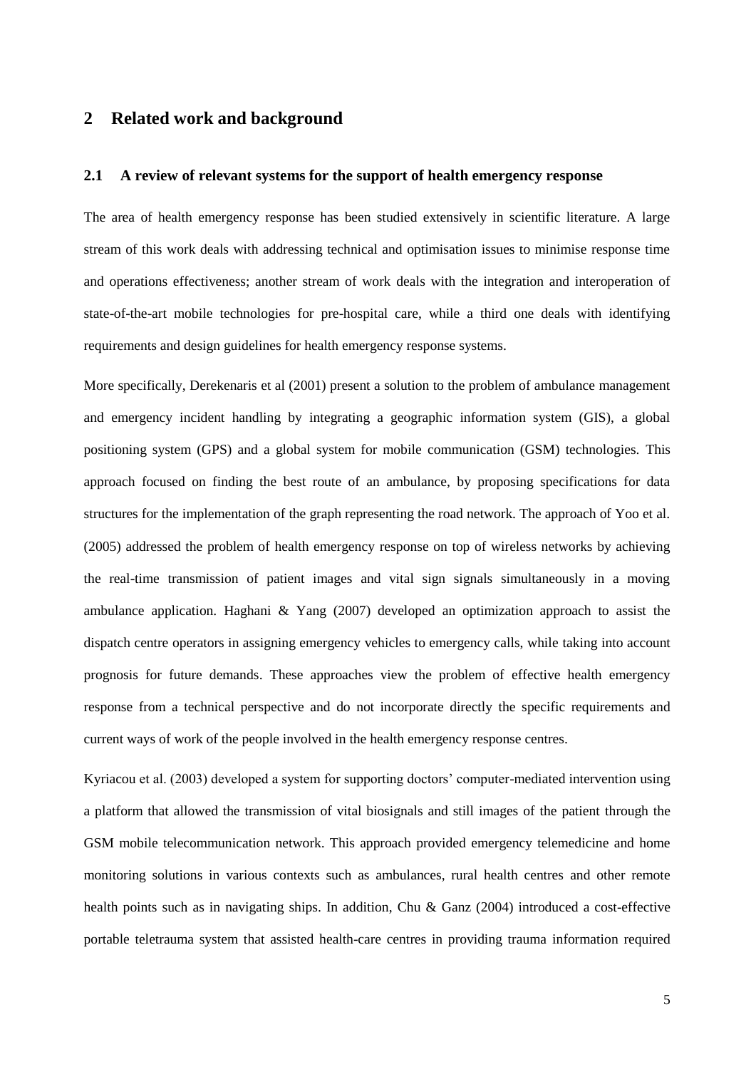## 2 Related work and background

### 2.1 A review of relevant systems for the support of health emergency response

The area of health emergency response has been studied extensively in scientific literature. A large stream of this work deals with addressing technical and optimisation issues to minimise response time and operations effectiveness; another stream of work deals with the integration and interoperation of state-of-the-art mobile technologies for pre-hospital care, while a third one deals with identifying requirements and design guidelines for health emergency response systems.

More specifically, Derekenaris et al (2001) present a solution to the problem of ambulance management and emergency incident handling by integrating a geographic information system (GIS), a global positioning system (GPS) and a global system for mobile communication (GSM) technologies. This approach focused on finding the best route of an ambulance, by proposing specifications for data structures for the implementation of the graph representing the road network. The approach of Yoo et al. (2005) addressed the problem of health emergency response on top of wireless networks by achieving the real-time transmission of patient images and vital sign signals simultaneously in a moving ambulance application. Haghani & Yang (2007) developed an optimization approach to assist the dispatch centre operators in assigning emergency vehicles to emergency calls, while taking into account prognosis for future demands. These approaches view the problem of effective health emergency response from a technical perspective and do not incorporate directly the specific requirements and current ways of work of the people involved in the health emergency response centres.

Kyriacou et al. (2003) developed a system for supporting doctors' computer-mediated intervention using a platform that allowed the transmission of vital biosignals and still images of the patient through the GSM mobile telecommunication network. This approach provided emergency telemedicine and home monitoring solutions in various contexts such as ambulances, rural health centres and other remote health points such as in navigating ships. In addition, Chu & Ganz (2004) introduced a cost-effective portable teletrauma system that assisted health-care centres in providing trauma information required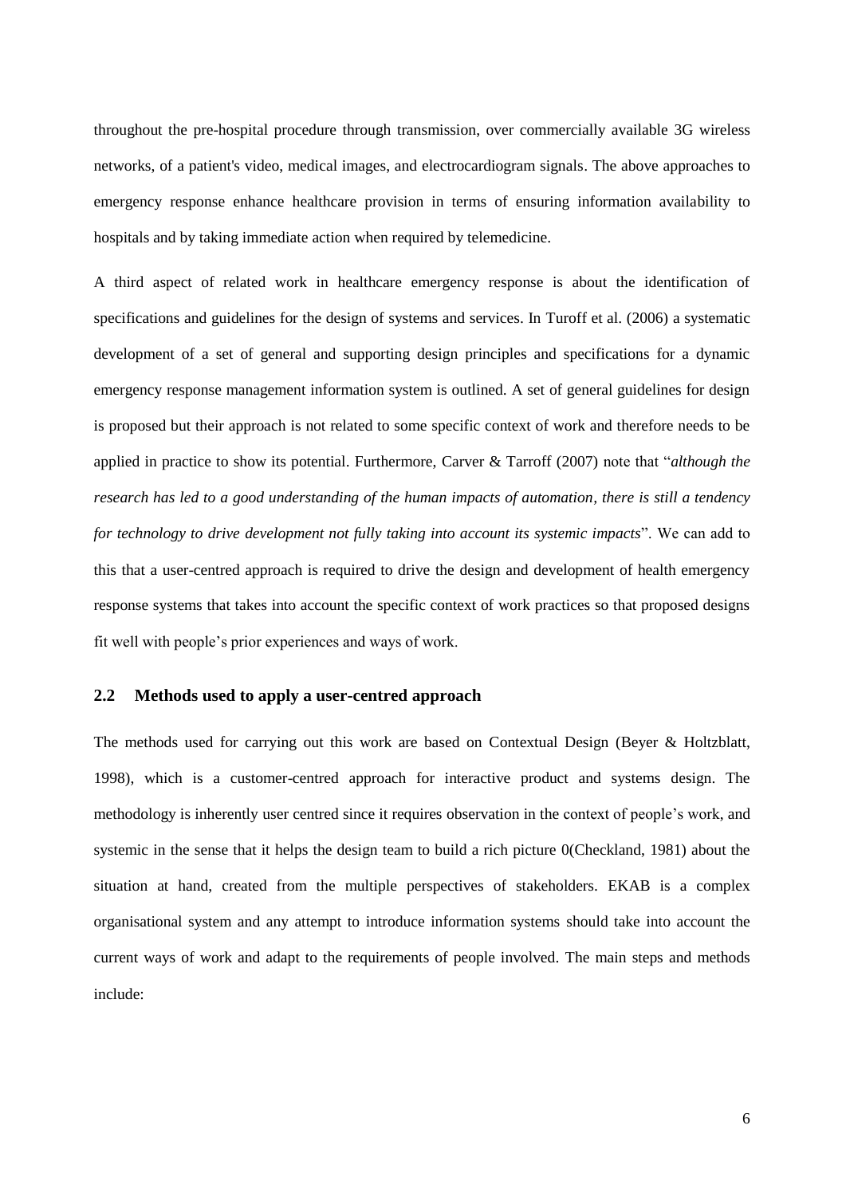throughout the pre-hospital procedure through transmission, over commercially available 3G wireless networks, of a patient's video, medical images, and electrocardiogram signals. The above approaches to emergency response enhance healthcare provision in terms of ensuring information availability to hospitals and by taking immediate action when required by telemedicine.

A third aspect of related work in healthcare emergency response is about the identification of specifications and guidelines for the design of systems and services. In Turoff et al. (2006) a systematic development of a set of general and supporting design principles and specifications for a dynamic emergency response management information system is outlined. A set of general guidelines for design is proposed but their approach is not related to some specific context of work and therefore needs to be applied in practice to show its potential. Furthermore, Carver & Tarroff (2007) note that "*although the research has led to a good understanding of the human impacts of automation, there is still a tendency for technology to drive development not fully taking into account its systemic impacts*". We can add to this that a user-centred approach is required to drive the design and development of health emergency response systems that takes into account the specific context of work practices so that proposed designs fit well with people's prior experiences and ways of work.

## 2.2 Methods used to apply a user-centred approach

The methods used for carrying out this work are based on Contextual Design (Beyer & Holtzblatt, 1998), which is a customer-centred approach for interactive product and systems design. The methodology is inherently user centred since it requires observation in the context of people's work, and systemic in the sense that it helps the design team to build a rich picture 0(Checkland, 1981) about the situation at hand, created from the multiple perspectives of stakeholders. EKAB is a complex organisational system and any attempt to introduce information systems should take into account the current ways of work and adapt to the requirements of people involved. The main steps and methods include: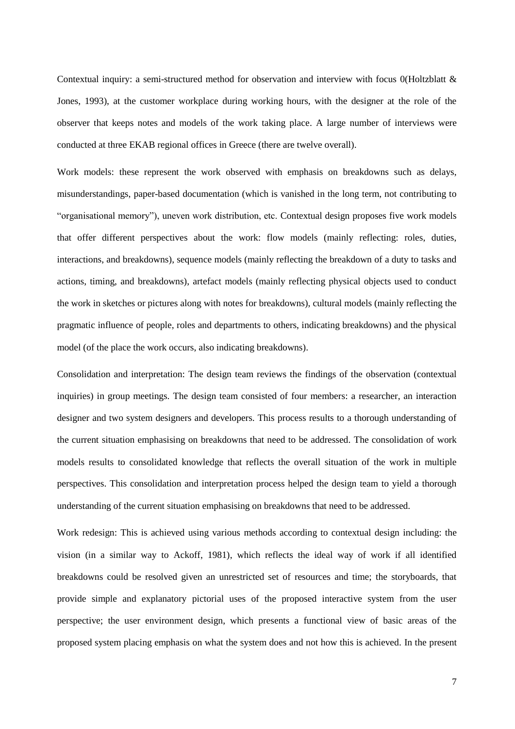Contextual inquiry: a semi-structured method for observation and interview with focus 0(Holtzblatt & Jones, 1993), at the customer workplace during working hours, with the designer at the role of the observer that keeps notes and models of the work taking place. A large number of interviews were conducted at three EKAB regional offices in Greece (there are twelve overall).

Work models: these represent the work observed with emphasis on breakdowns such as delays, misunderstandings, paper-based documentation (which is vanished in the long term, not contributing to "organisational memory"), uneven work distribution, etc. Contextual design proposes five work models that offer different perspectives about the work: flow models (mainly reflecting: roles, duties, interactions, and breakdowns), sequence models (mainly reflecting the breakdown of a duty to tasks and actions, timing, and breakdowns), artefact models (mainly reflecting physical objects used to conduct the work in sketches or pictures along with notes for breakdowns), cultural models (mainly reflecting the pragmatic influence of people, roles and departments to others, indicating breakdowns) and the physical model (of the place the work occurs, also indicating breakdowns).

Consolidation and interpretation: The design team reviews the findings of the observation (contextual inquiries) in group meetings. The design team consisted of four members: a researcher, an interaction designer and two system designers and developers. This process results to a thorough understanding of the current situation emphasising on breakdowns that need to be addressed. The consolidation of work models results to consolidated knowledge that reflects the overall situation of the work in multiple perspectives. This consolidation and interpretation process helped the design team to yield a thorough understanding of the current situation emphasising on breakdowns that need to be addressed.

Work redesign: This is achieved using various methods according to contextual design including: the vision (in a similar way to Ackoff, 1981), which reflects the ideal way of work if all identified breakdowns could be resolved given an unrestricted set of resources and time; the storyboards, that provide simple and explanatory pictorial uses of the proposed interactive system from the user perspective; the user environment design, which presents a functional view of basic areas of the proposed system placing emphasis on what the system does and not how this is achieved. In the present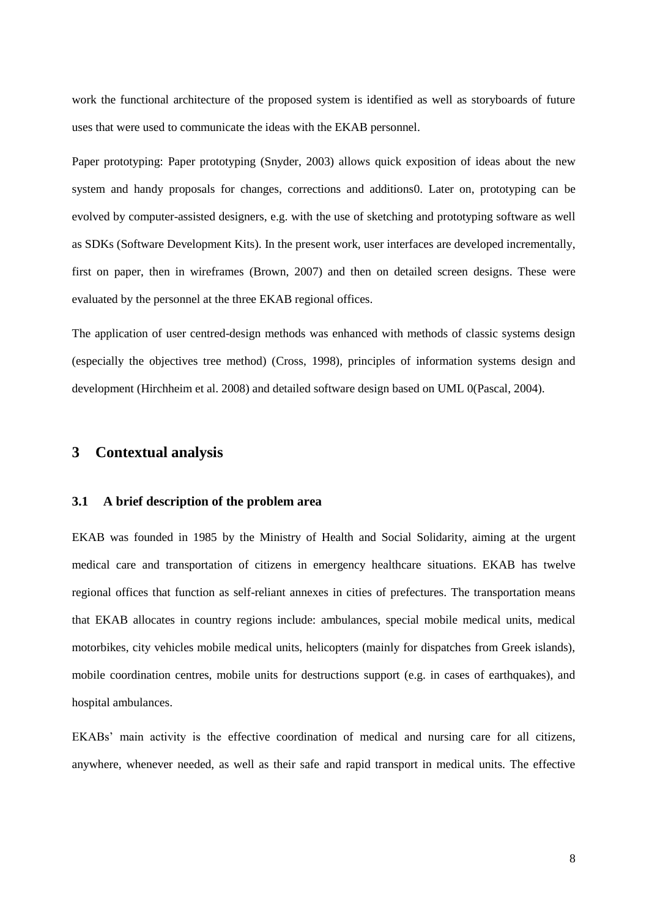work the functional architecture of the proposed system is identified as well as storyboards of future uses that were used to communicate the ideas with the EKAB personnel.

Paper prototyping: Paper prototyping (Snyder, 2003) allows quick exposition of ideas about the new system and handy proposals for changes, corrections and additions0. Later on, prototyping can be evolved by computer-assisted designers, e.g. with the use of sketching and prototyping software as well as SDKs (Software Development Kits). In the present work, user interfaces are developed incrementally, first on paper, then in wireframes (Brown, 2007) and then on detailed screen designs. These were evaluated by the personnel at the three EKAB regional offices.

The application of user centred-design methods was enhanced with methods of classic systems design (especially the objectives tree method) (Cross, 1998), principles of information systems design and development (Hirchheim et al. 2008) and detailed software design based on UML 0(Pascal, 2004).

# 3 Contextual analysis

## 3.1 A brief description of the problem area

EKAB was founded in 1985 by the Ministry of Health and Social Solidarity, aiming at the urgent medical care and transportation of citizens in emergency healthcare situations. EKAB has twelve regional offices that function as self-reliant annexes in cities of prefectures. The transportation means that EKAB allocates in country regions include: ambulances, special mobile medical units, medical motorbikes, city vehicles mobile medical units, helicopters (mainly for dispatches from Greek islands), mobile coordination centres, mobile units for destructions support (e.g. in cases of earthquakes), and hospital ambulances.

EKABs' main activity is the effective coordination of medical and nursing care for all citizens, anywhere, whenever needed, as well as their safe and rapid transport in medical units. The effective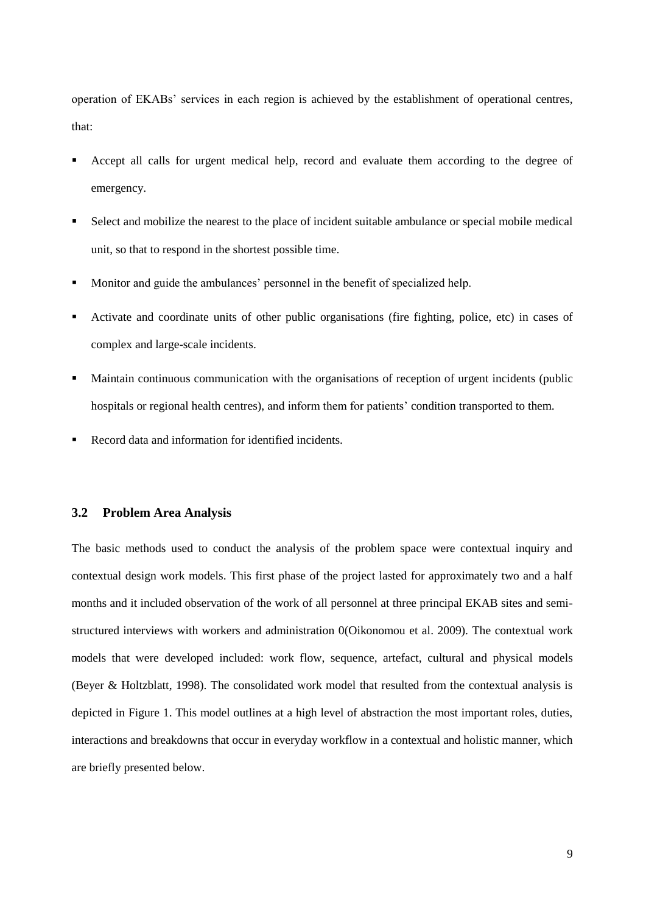operation of EKABs' services in each region is achieved by the establishment of operational centres, that:

- Accept all calls for urgent medical help, record and evaluate them according to the degree of emergency.
- Select and mobilize the nearest to the place of incident suitable ambulance or special mobile medical unit, so that to respond in the shortest possible time.
- Monitor and guide the ambulances' personnel in the benefit of specialized help.
- Activate and coordinate units of other public organisations (fire fighting, police, etc) in cases of complex and large-scale incidents.
- Maintain continuous communication with the organisations of reception of urgent incidents (public hospitals or regional health centres), and inform them for patients' condition transported to them.
- Record data and information for identified incidents.

### 3.2 Problem Area Analysis

The basic methods used to conduct the analysis of the problem space were contextual inquiry and contextual design work models. This first phase of the project lasted for approximately two and a half months and it included observation of the work of all personnel at three principal EKAB sites and semi-structured interviews with workers and administration 0(Oikonomou et al. 2009). The contextual work models that were developed included: work flow, sequence, artefact, cultural and physical models (Beyer & Holtzblatt, 1998). The consolidated work model that resulted from the contextual analysis is depicted in Figure 1. This model outlines at a high level of abstraction the most important roles, duties, interactions and breakdowns that occur in everyday workflow in a contextual and holistic manner, which are briefly presented below.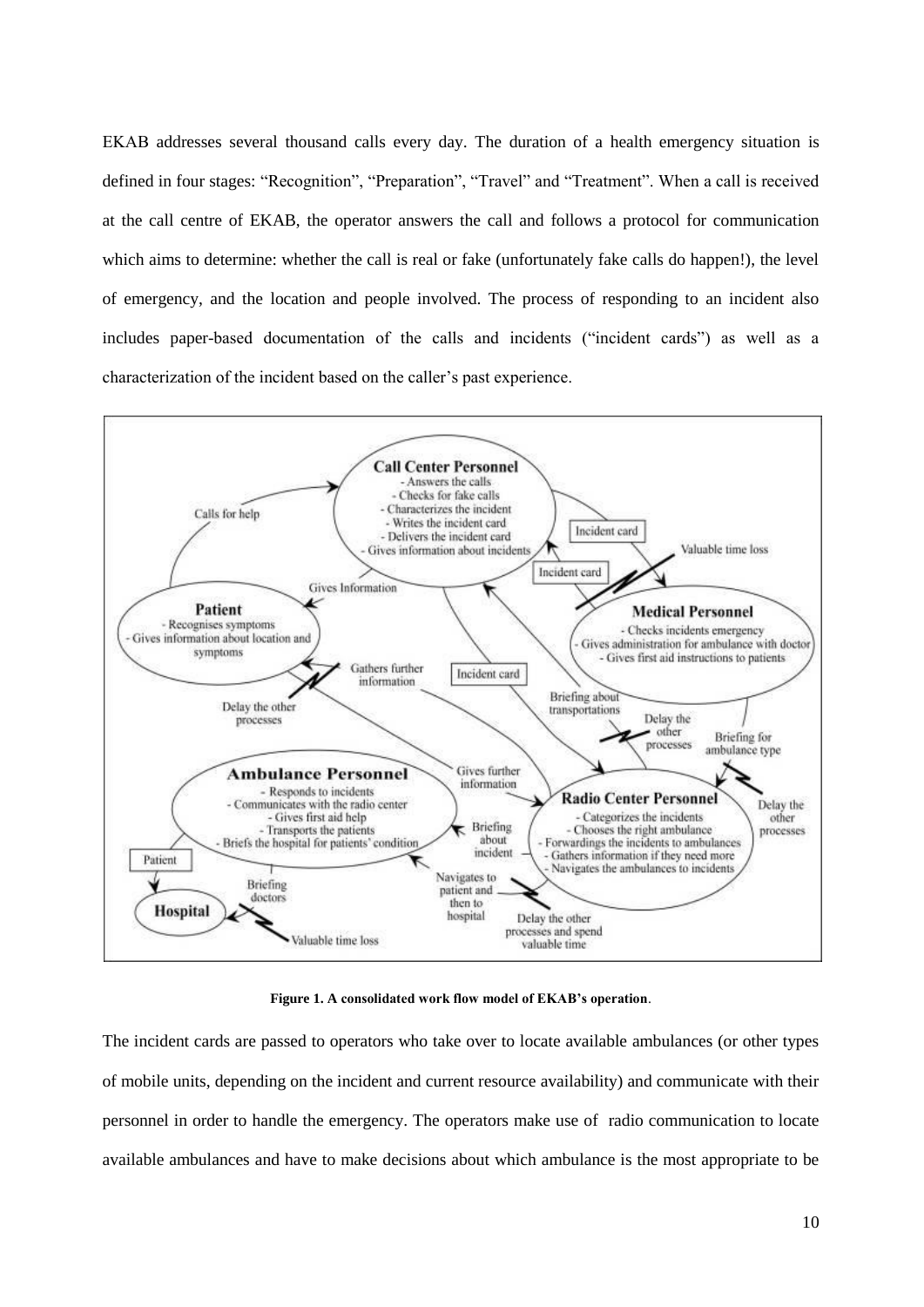EKAB addresses several thousand calls every day. The duration of a health emergency situation is defined in four stages: "Recognition", "Preparation", "Travel" and "Treatment". When a call is received at the call centre of EKAB, the operator answers the call and follows a protocol for communication which aims to determine: whether the call is real or fake (unfortunately fake calls do happen!), the level of emergency, and the location and people involved. The process of responding to an incident also includes paper-based documentation of the calls and incidents ("incident cards") as well as a characterization of the incident based on the caller's past experience.

**Figure 1. A consolidated work flow model of EKAB's operation**.

The incident cards are passed to operators who take over to locate available ambulances (or other types of mobile units, depending on the incident and current resource availability) and communicate with their personnel in order to handle the emergency. The operators make use of radio communication to locate available ambulances and have to make decisions about which ambulance is the most appropriate to be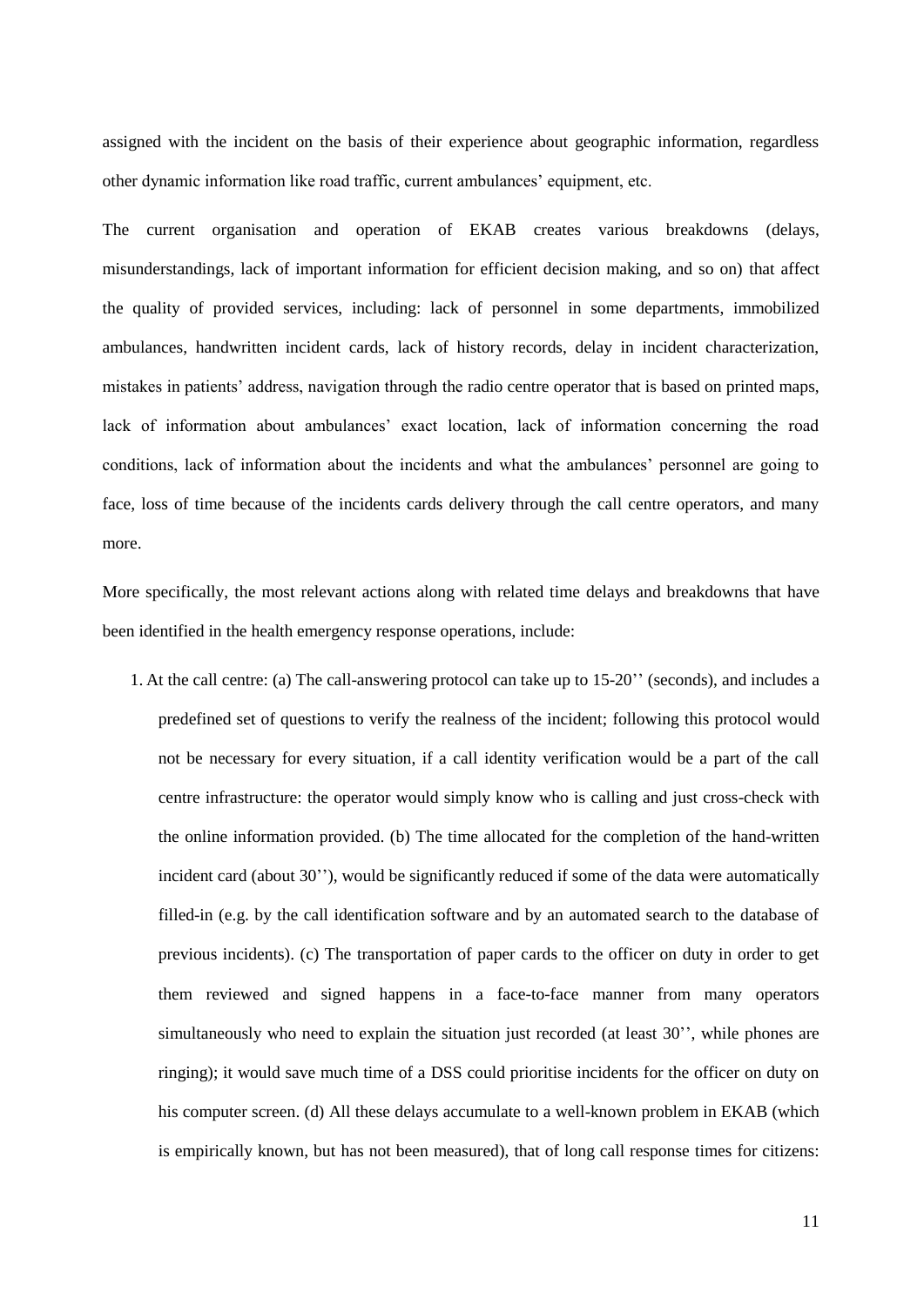assigned with the incident on the basis of their experience about geographic information, regardless other dynamic information like road traffic, current ambulances' equipment, etc.

The current organisation and operation of EKAB creates various breakdowns (delays, misunderstandings, lack of important information for efficient decision making, and so on) that affect the quality of provided services, including: lack of personnel in some departments, immobilized ambulances, handwritten incident cards, lack of history records, delay in incident characterization, mistakes in patients' address, navigation through the radio centre operator that is based on printed maps, lack of information about ambulances' exact location, lack of information concerning the road conditions, lack of information about the incidents and what the ambulances' personnel are going to face, loss of time because of the incidents cards delivery through the call centre operators, and many more.

More specifically, the most relevant actions along with related time delays and breakdowns that have been identified in the health emergency response operations, include:

1. At the call centre: (a) The call-answering protocol can take up to 15-20'' (seconds), and includes a predefined set of questions to verify the realness of the incident; following this protocol would not be necessary for every situation, if a call identity verification would be a part of the call centre infrastructure: the operator would simply know who is calling and just cross-check with the online information provided. (b) The time allocated for the completion of the hand-written incident card (about 30''), would be significantly reduced if some of the data were automatically filled-in (e.g. by the call identification software and by an automated search to the database of previous incidents). (c) The transportation of paper cards to the officer on duty in order to get them reviewed and signed happens in a face-to-face manner from many operators simultaneously who need to explain the situation just recorded (at least 30'', while phones are ringing); it would save much time of a DSS could prioritise incidents for the officer on duty on his computer screen. (d) All these delays accumulate to a well-known problem in EKAB (which is empirically known, but has not been measured), that of long call response times for citizens: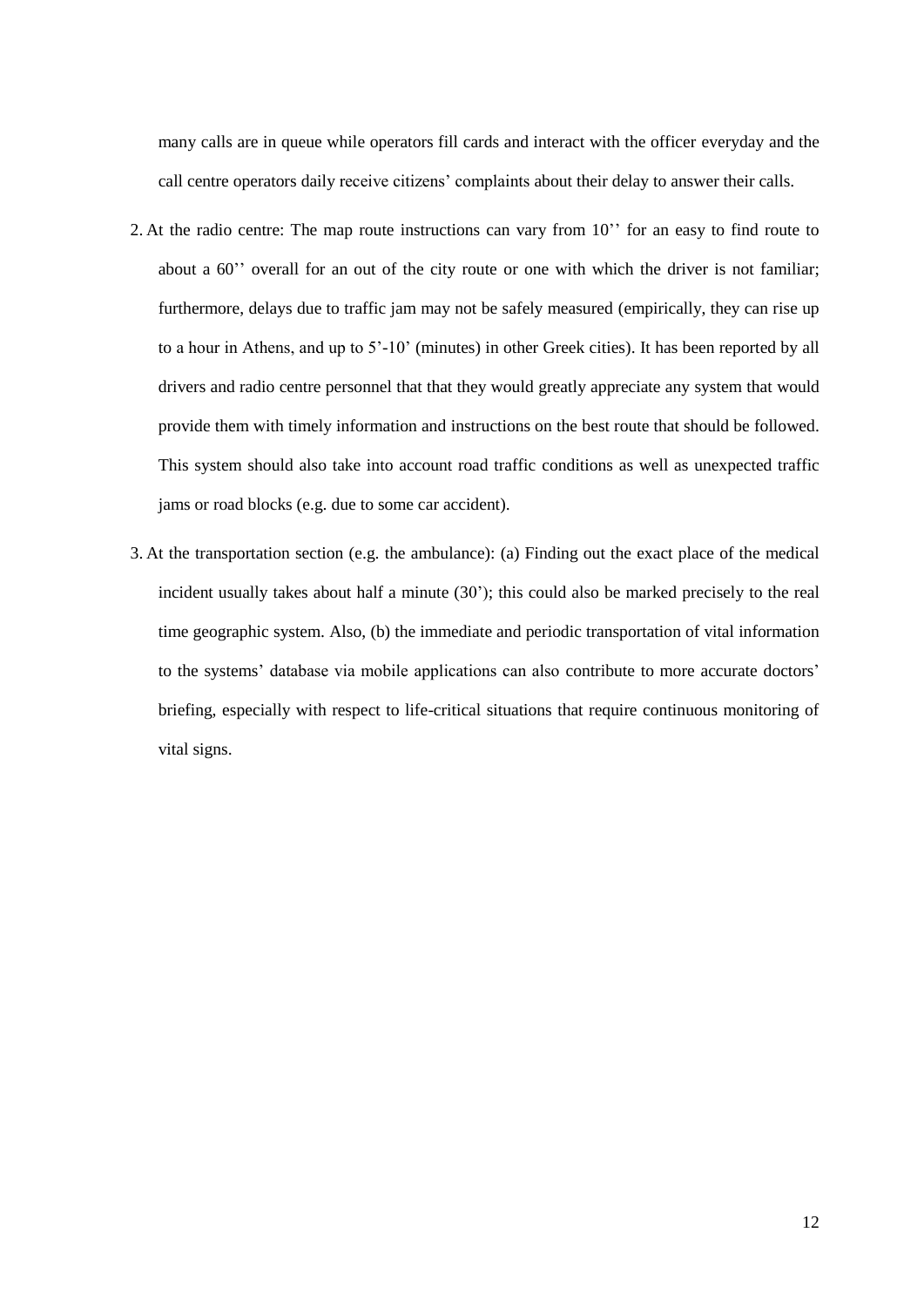many calls are in queue while operators fill cards and interact with the officer everyday and the call centre operators daily receive citizens' complaints about their delay to answer their calls.

2. At the radio centre: The map route instructions can vary from 10'' for an easy to find route to about a 60'' overall for an out of the city route or one with which the driver is not familiar; furthermore, delays due to traffic jam may not be safely measured (empirically, they can rise up to a hour in Athens, and up to 5'-10' (minutes) in other Greek cities). It has been reported by all drivers and radio centre personnel that that they would greatly appreciate any system that would provide them with timely information and instructions on the best route that should be followed. This system should also take into account road traffic conditions as well as unexpected traffic jams or road blocks (e.g. due to some car accident).

3. At the transportation section (e.g. the ambulance): (a) Finding out the exact place of the medical incident usually takes about half a minute (30'); this could also be marked precisely to the real time geographic system. Also, (b) the immediate and periodic transportation of vital information to the systems' database via mobile applications can also contribute to more accurate doctors' briefing, especially with respect to life-critical situations that require continuous monitoring of vital signs.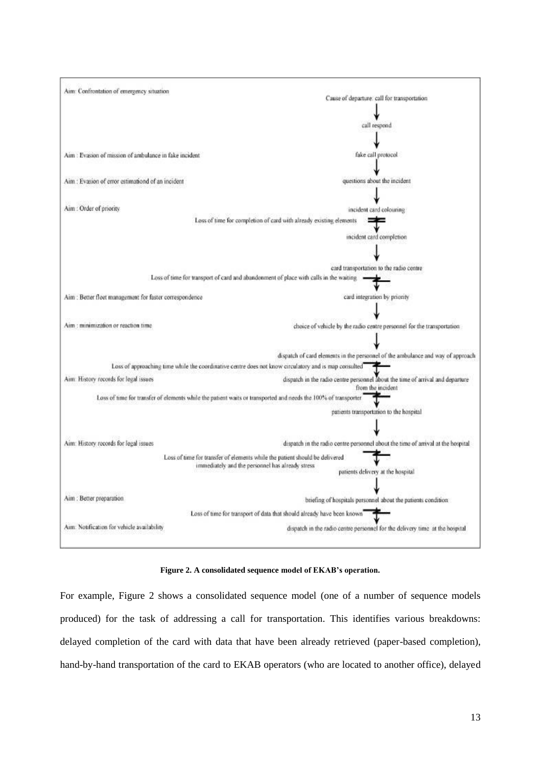Aim: Confrontation of emergency situation

Cause of departure: call for transportation

↓

call respond

↓

Aim : Evasion of mission of ambulance in fake incident — fake call protocol

↓

Aim : Evasion of error estimationd of an incident — questions about the incident

↓

Aim : Order of priority — incident card colouring

Loss of time for completion of card with already existing elements

↓

incident card completion

↓

card transportation to the radio centre

Loss of time for transport of card and abandonment of place with calls in the waiting

↓

Aim : Better fleet management for faster correspondence — card integration by priority

↓

Aim : minimization or reaction time — choice of vehicle by the radio centre personnel for the transportation

↓

dispatch of card elements in the personnel of the ambulance and way of approach

Loss of approaching time while the coordinative centre does not know circulatory and is map consulted

↓

Aim: History records for legal issues — dispatch in the radio centre personnel about the time of arrival and departure from the incident

Loss of time for transfer of elements while the patient waits or transported and needs the 100% of transporter

↓

patients transportation to the hospital

↓

Aim: History records for legal issues — dispatch in the radio centre personnel about the time of arrival at the hospital

Loss of time for transfer of elements while the patient should be delivered immediately and the personnel has already stress

↓

patients delivery at the hospital

↓

Aim : Better preparation — briefing of hospitals personnel about the patients condition

Loss of time for transport of data that should already have been known

↓

Aim: Notification for vehicle availability — dispatch in the radio centre personnel for the delivery time at the hospital

**Figure 2. A consolidated sequence model of EKAB's operation.**

For example, Figure 2 shows a consolidated sequence model (one of a number of sequence models produced) for the task of addressing a call for transportation. This identifies various breakdowns: delayed completion of the card with data that have been already retrieved (paper-based completion), hand-by-hand transportation of the card to EKAB operators (who are located to another office), delayed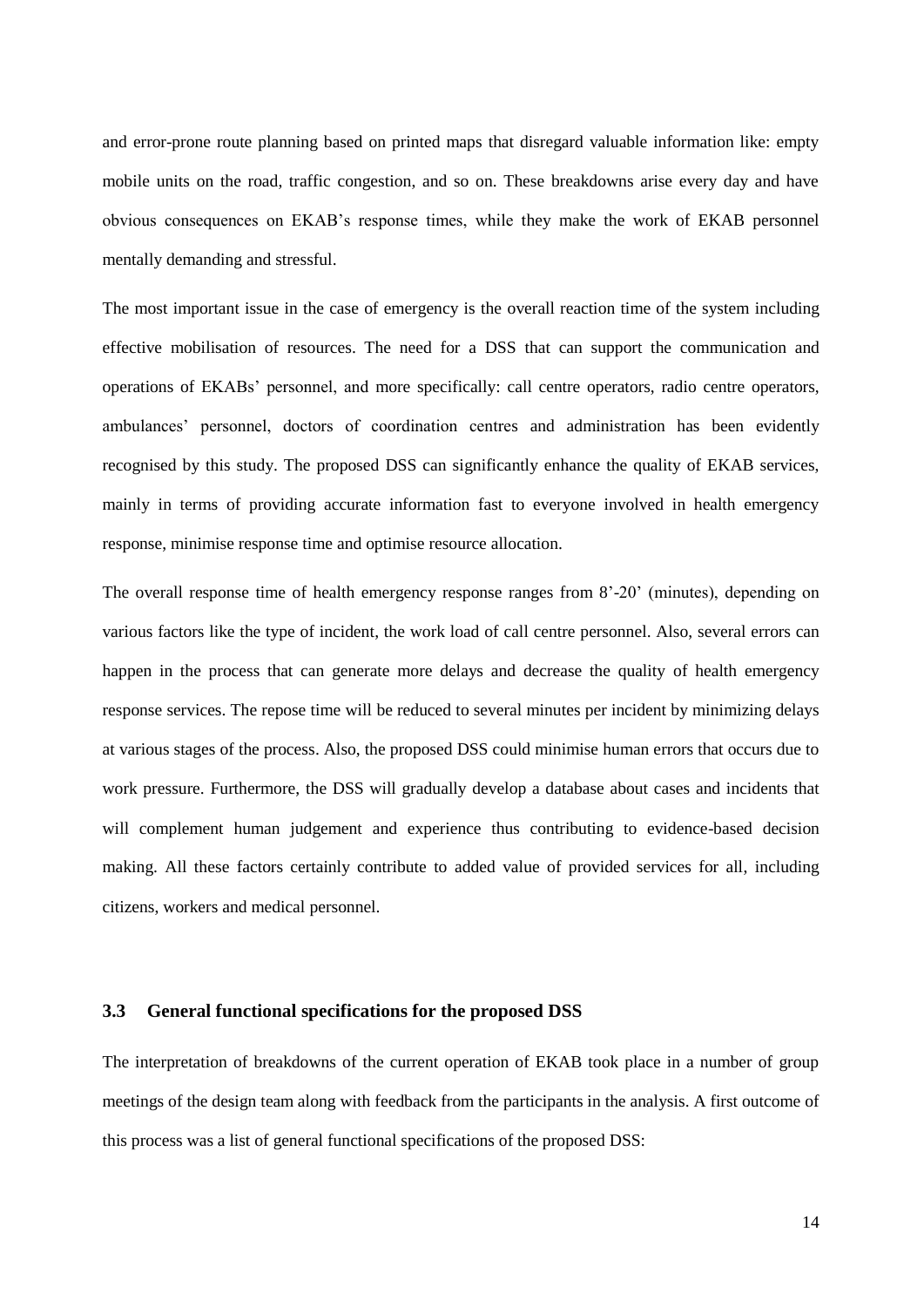and error-prone route planning based on printed maps that disregard valuable information like: empty mobile units on the road, traffic congestion, and so on. These breakdowns arise every day and have obvious consequences on EKAB's response times, while they make the work of EKAB personnel mentally demanding and stressful.

The most important issue in the case of emergency is the overall reaction time of the system including effective mobilisation of resources. The need for a DSS that can support the communication and operations of EKABs' personnel, and more specifically: call centre operators, radio centre operators, ambulances' personnel, doctors of coordination centres and administration has been evidently recognised by this study. The proposed DSS can significantly enhance the quality of EKAB services, mainly in terms of providing accurate information fast to everyone involved in health emergency response, minimise response time and optimise resource allocation.

The overall response time of health emergency response ranges from 8'-20' (minutes), depending on various factors like the type of incident, the work load of call centre personnel. Also, several errors can happen in the process that can generate more delays and decrease the quality of health emergency response services. The repose time will be reduced to several minutes per incident by minimizing delays at various stages of the process. Also, the proposed DSS could minimise human errors that occurs due to work pressure. Furthermore, the DSS will gradually develop a database about cases and incidents that will complement human judgement and experience thus contributing to evidence-based decision making. All these factors certainly contribute to added value of provided services for all, including citizens, workers and medical personnel.

### 3.3 General functional specifications for the proposed DSS

The interpretation of breakdowns of the current operation of EKAB took place in a number of group meetings of the design team along with feedback from the participants in the analysis. A first outcome of this process was a list of general functional specifications of the proposed DSS: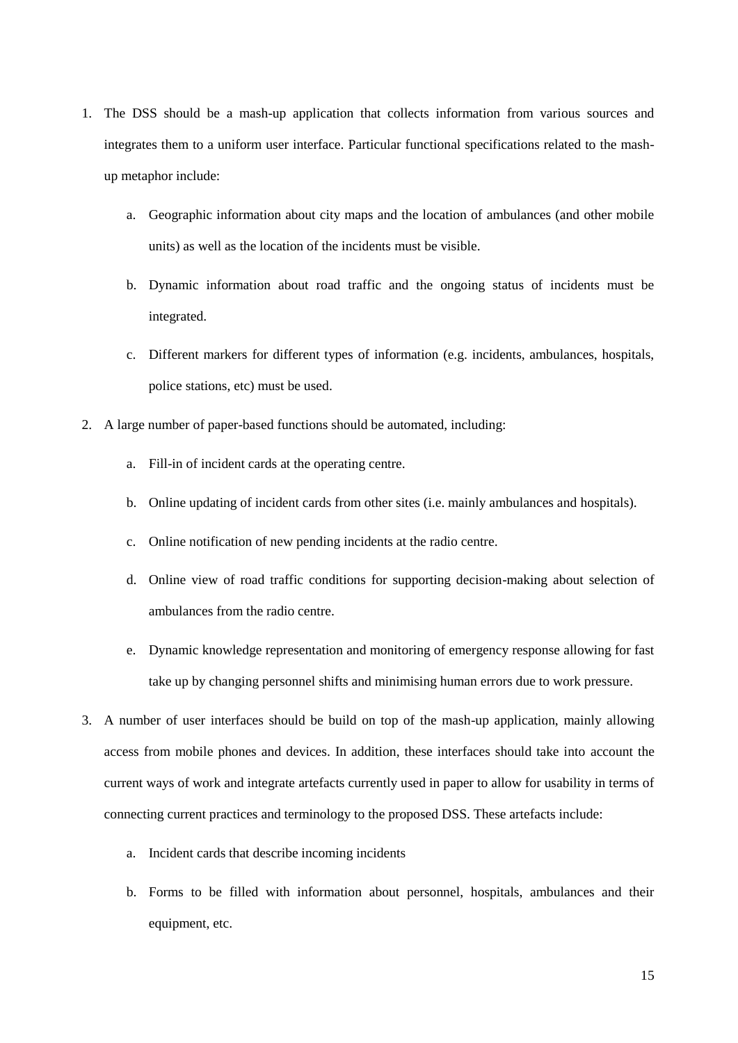1. The DSS should be a mash-up application that collects information from various sources and integrates them to a uniform user interface. Particular functional specifications related to the mash-up metaphor include:

    a. Geographic information about city maps and the location of ambulances (and other mobile units) as well as the location of the incidents must be visible.

    b. Dynamic information about road traffic and the ongoing status of incidents must be integrated.

    c. Different markers for different types of information (e.g. incidents, ambulances, hospitals, police stations, etc) must be used.

2. A large number of paper-based functions should be automated, including:

    a. Fill-in of incident cards at the operating centre.

    b. Online updating of incident cards from other sites (i.e. mainly ambulances and hospitals).

    c. Online notification of new pending incidents at the radio centre.

    d. Online view of road traffic conditions for supporting decision-making about selection of ambulances from the radio centre.

    e. Dynamic knowledge representation and monitoring of emergency response allowing for fast take up by changing personnel shifts and minimising human errors due to work pressure.

3. A number of user interfaces should be build on top of the mash-up application, mainly allowing access from mobile phones and devices. In addition, these interfaces should take into account the current ways of work and integrate artefacts currently used in paper to allow for usability in terms of connecting current practices and terminology to the proposed DSS. These artefacts include:

    a. Incident cards that describe incoming incidents

    b. Forms to be filled with information about personnel, hospitals, ambulances and their equipment, etc.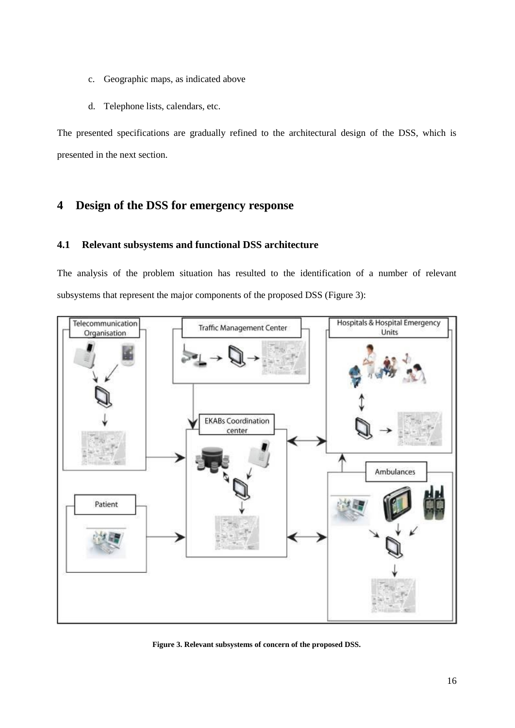c. Geographic maps, as indicated above

d. Telephone lists, calendars, etc.

The presented specifications are gradually refined to the architectural design of the DSS, which is presented in the next section.

# 4 Design of the DSS for emergency response

## 4.1 Relevant subsystems and functional DSS architecture

The analysis of the problem situation has resulted to the identification of a number of relevant subsystems that represent the major components of the proposed DSS (Figure 3):

**Figure 3. Relevant subsystems of concern of the proposed DSS.**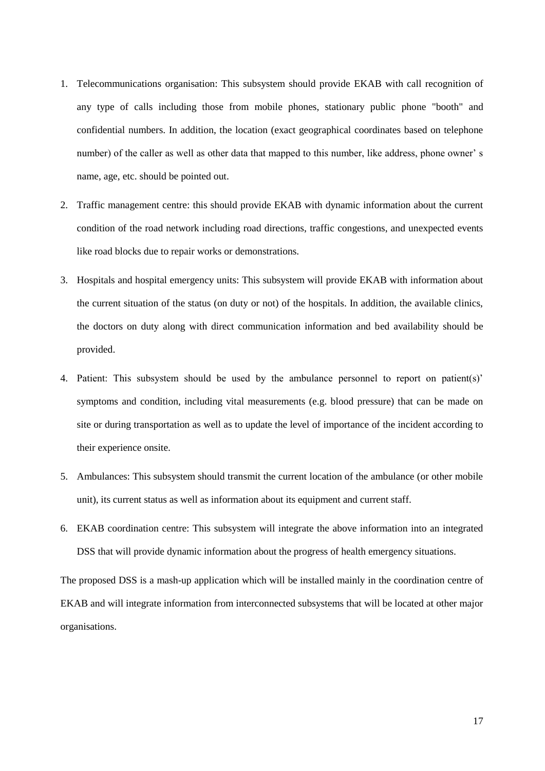1. Telecommunications organisation: This subsystem should provide EKAB with call recognition of any type of calls including those from mobile phones, stationary public phone "booth" and confidential numbers. In addition, the location (exact geographical coordinates based on telephone number) of the caller as well as other data that mapped to this number, like address, phone owner' s name, age, etc. should be pointed out.
2. Traffic management centre: this should provide EKAB with dynamic information about the current condition of the road network including road directions, traffic congestions, and unexpected events like road blocks due to repair works or demonstrations.
3. Hospitals and hospital emergency units: This subsystem will provide EKAB with information about the current situation of the status (on duty or not) of the hospitals. In addition, the available clinics, the doctors on duty along with direct communication information and bed availability should be provided.
4. Patient: This subsystem should be used by the ambulance personnel to report on patient(s)' symptoms and condition, including vital measurements (e.g. blood pressure) that can be made on site or during transportation as well as to update the level of importance of the incident according to their experience onsite.
5. Ambulances: This subsystem should transmit the current location of the ambulance (or other mobile unit), its current status as well as information about its equipment and current staff.
6. EKAB coordination centre: This subsystem will integrate the above information into an integrated DSS that will provide dynamic information about the progress of health emergency situations.

The proposed DSS is a mash-up application which will be installed mainly in the coordination centre of EKAB and will integrate information from interconnected subsystems that will be located at other major organisations.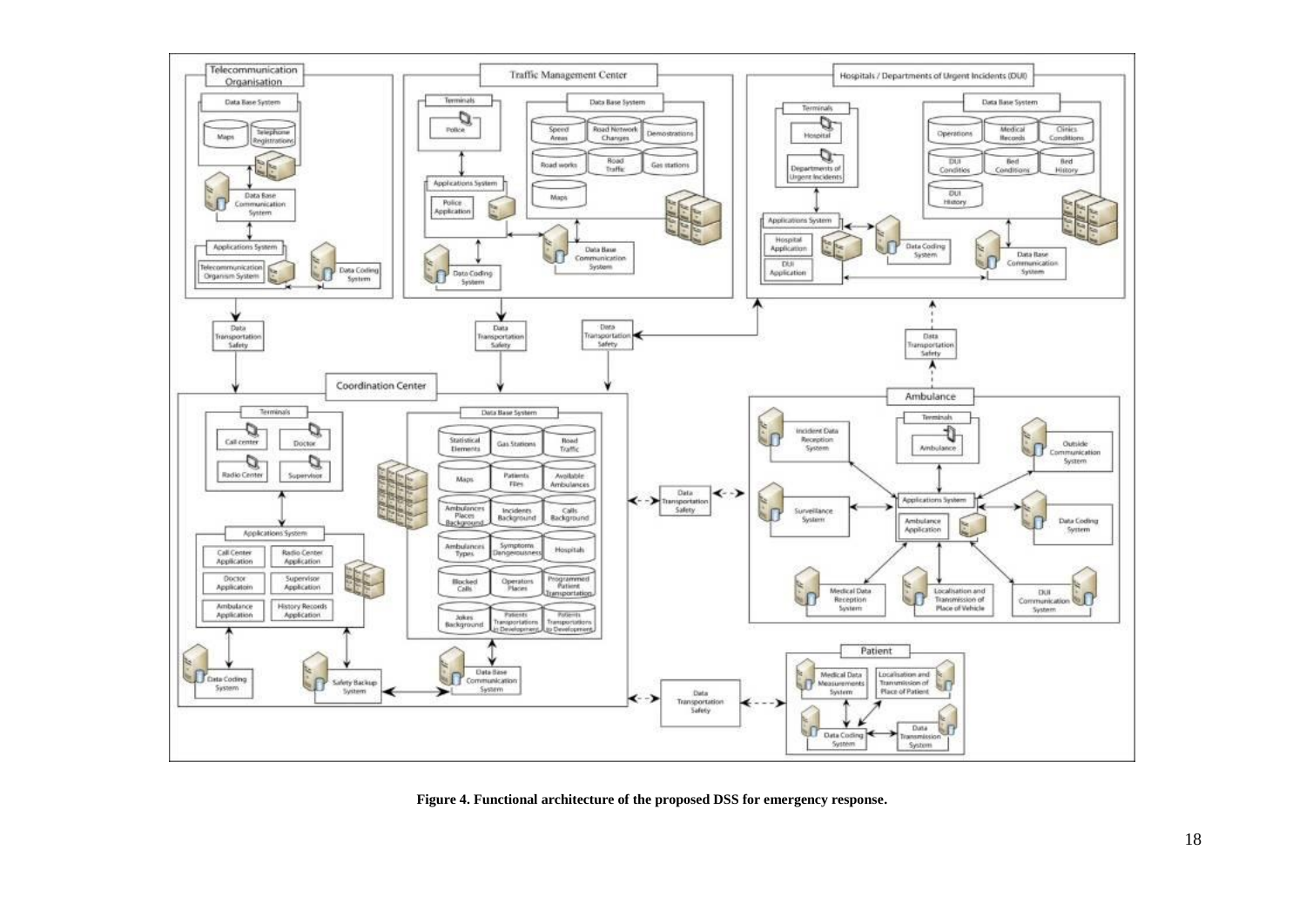**Figure 4. Functional architecture of the proposed DSS for emergency response.**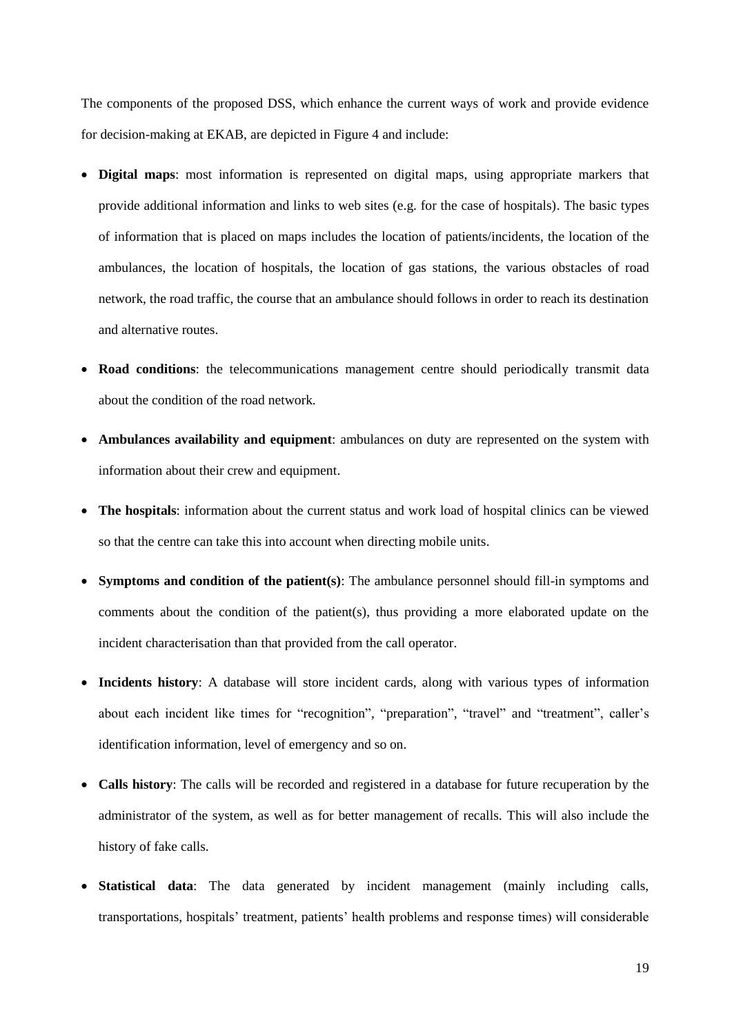The components of the proposed DSS, which enhance the current ways of work and provide evidence for decision-making at EKAB, are depicted in Figure 4 and include:

- **Digital maps**: most information is represented on digital maps, using appropriate markers that provide additional information and links to web sites (e.g. for the case of hospitals). The basic types of information that is placed on maps includes the location of patients/incidents, the location of the ambulances, the location of hospitals, the location of gas stations, the various obstacles of road network, the road traffic, the course that an ambulance should follows in order to reach its destination and alternative routes.
- **Road conditions**: the telecommunications management centre should periodically transmit data about the condition of the road network.
- **Ambulances availability and equipment**: ambulances on duty are represented on the system with information about their crew and equipment.
- **The hospitals**: information about the current status and work load of hospital clinics can be viewed so that the centre can take this into account when directing mobile units.
- **Symptoms and condition of the patient(s)**: The ambulance personnel should fill-in symptoms and comments about the condition of the patient(s), thus providing a more elaborated update on the incident characterisation than that provided from the call operator.
- **Incidents history**: A database will store incident cards, along with various types of information about each incident like times for "recognition", "preparation", "travel" and "treatment", caller's identification information, level of emergency and so on.
- **Calls history**: The calls will be recorded and registered in a database for future recuperation by the administrator of the system, as well as for better management of recalls. This will also include the history of fake calls.
- **Statistical data**: The data generated by incident management (mainly including calls, transportations, hospitals' treatment, patients' health problems and response times) will considerable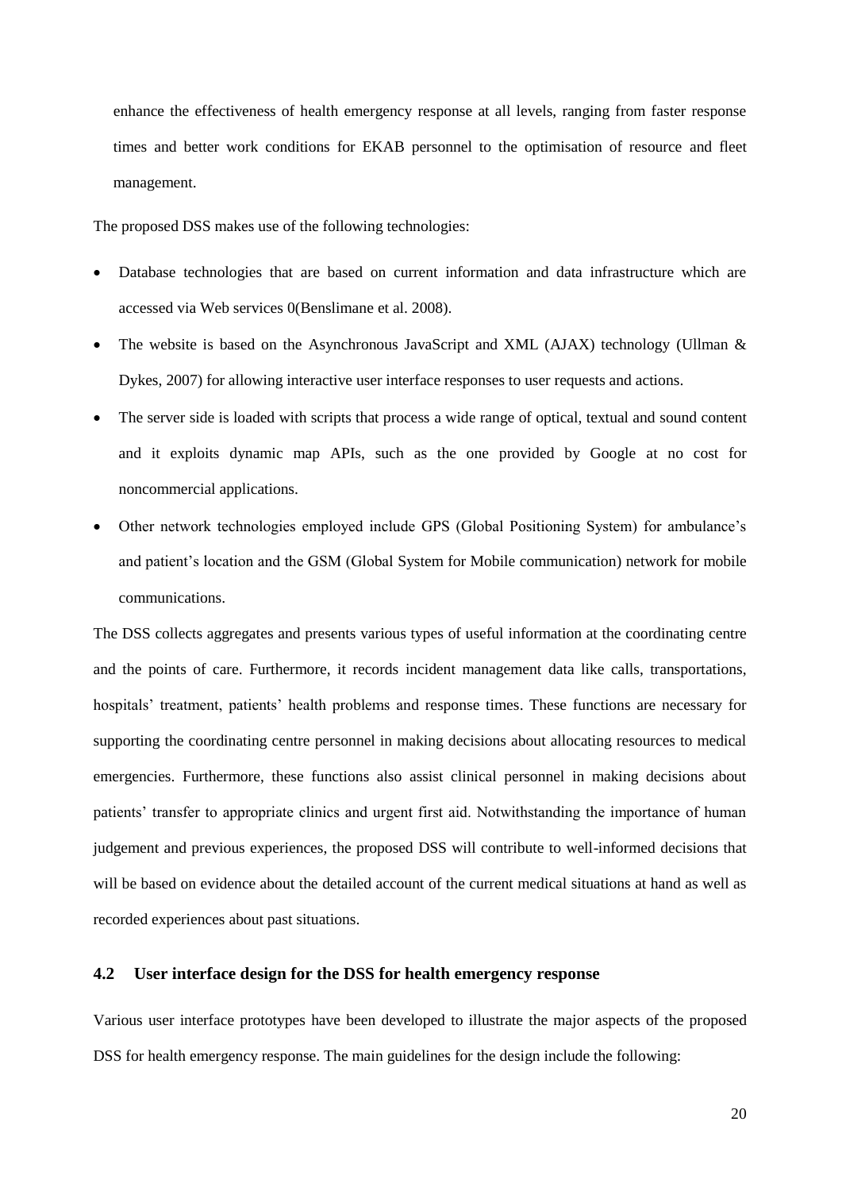enhance the effectiveness of health emergency response at all levels, ranging from faster response times and better work conditions for EKAB personnel to the optimisation of resource and fleet management.

The proposed DSS makes use of the following technologies:

- Database technologies that are based on current information and data infrastructure which are accessed via Web services 0(Benslimane et al. 2008).
- The website is based on the Asynchronous JavaScript and XML (AJAX) technology (Ullman & Dykes, 2007) for allowing interactive user interface responses to user requests and actions.
- The server side is loaded with scripts that process a wide range of optical, textual and sound content and it exploits dynamic map APIs, such as the one provided by Google at no cost for noncommercial applications.
- Other network technologies employed include GPS (Global Positioning System) for ambulance's and patient's location and the GSM (Global System for Mobile communication) network for mobile communications.

The DSS collects aggregates and presents various types of useful information at the coordinating centre and the points of care. Furthermore, it records incident management data like calls, transportations, hospitals' treatment, patients' health problems and response times. These functions are necessary for supporting the coordinating centre personnel in making decisions about allocating resources to medical emergencies. Furthermore, these functions also assist clinical personnel in making decisions about patients' transfer to appropriate clinics and urgent first aid. Notwithstanding the importance of human judgement and previous experiences, the proposed DSS will contribute to well-informed decisions that will be based on evidence about the detailed account of the current medical situations at hand as well as recorded experiences about past situations.

### 4.2 User interface design for the DSS for health emergency response

Various user interface prototypes have been developed to illustrate the major aspects of the proposed DSS for health emergency response. The main guidelines for the design include the following: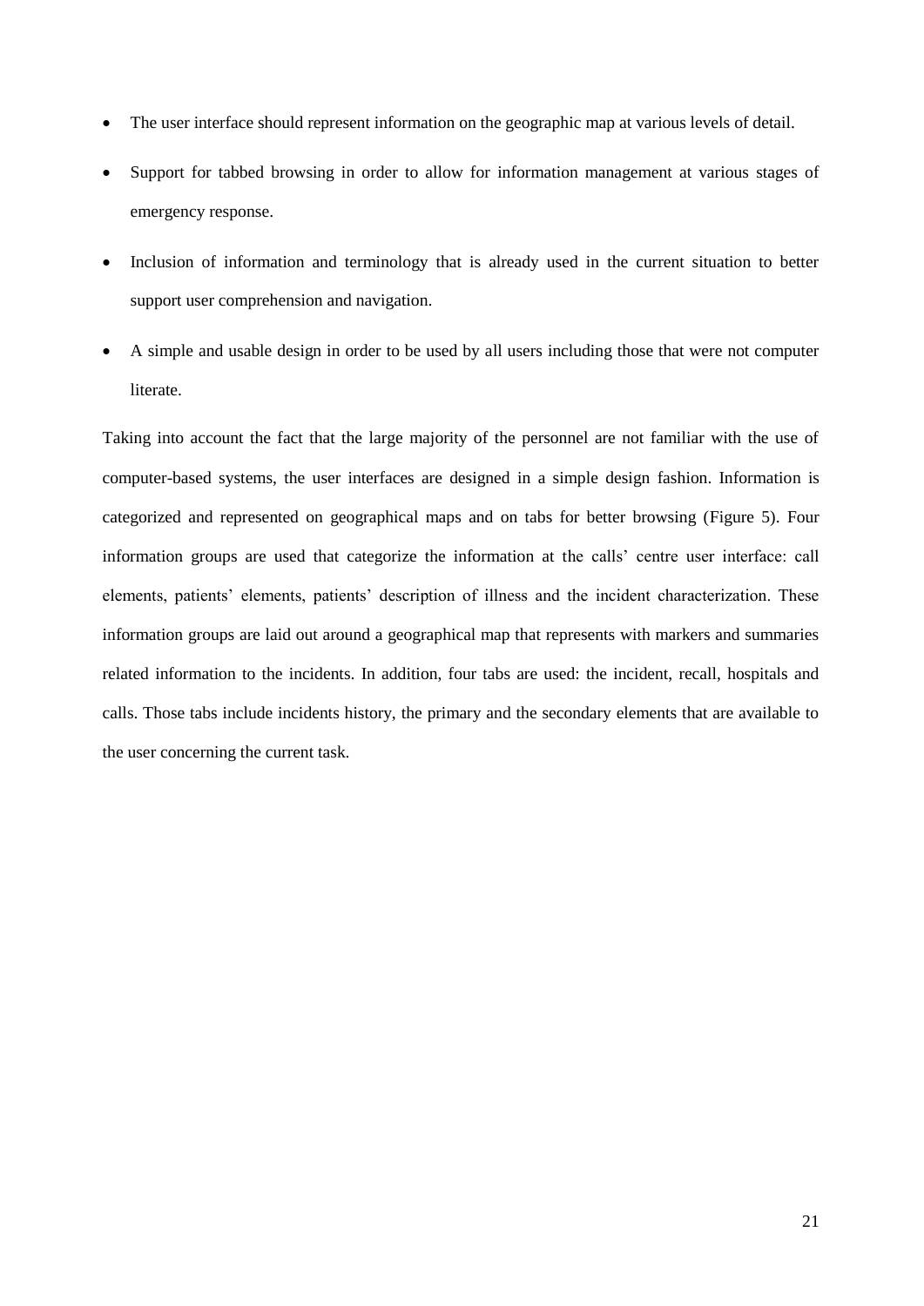- The user interface should represent information on the geographic map at various levels of detail.
- Support for tabbed browsing in order to allow for information management at various stages of emergency response.
- Inclusion of information and terminology that is already used in the current situation to better support user comprehension and navigation.
- A simple and usable design in order to be used by all users including those that were not computer literate.

Taking into account the fact that the large majority of the personnel are not familiar with the use of computer-based systems, the user interfaces are designed in a simple design fashion. Information is categorized and represented on geographical maps and on tabs for better browsing (Figure 5). Four information groups are used that categorize the information at the calls' centre user interface: call elements, patients' elements, patients' description of illness and the incident characterization. These information groups are laid out around a geographical map that represents with markers and summaries related information to the incidents. In addition, four tabs are used: the incident, recall, hospitals and calls. Those tabs include incidents history, the primary and the secondary elements that are available to the user concerning the current task.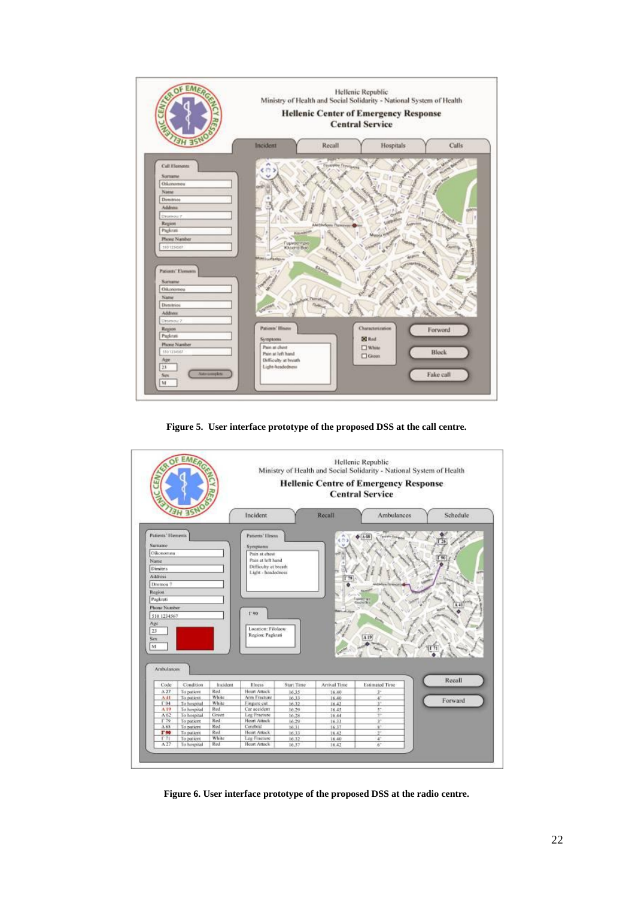Figure 5. User interface prototype of the proposed DSS at the call centre.

Figure 6. User interface prototype of the proposed DSS at the radio centre.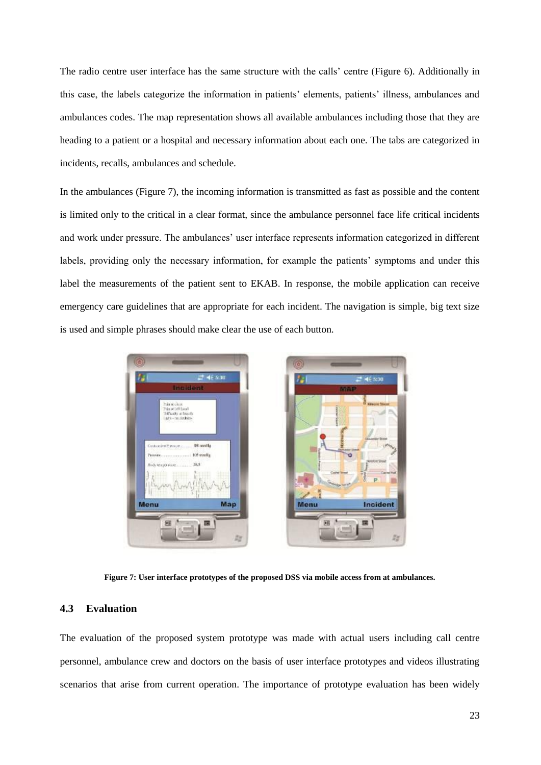The radio centre user interface has the same structure with the calls' centre (Figure 6). Additionally in this case, the labels categorize the information in patients' elements, patients' illness, ambulances and ambulances codes. The map representation shows all available ambulances including those that they are heading to a patient or a hospital and necessary information about each one. The tabs are categorized in incidents, recalls, ambulances and schedule.

In the ambulances (Figure 7), the incoming information is transmitted as fast as possible and the content is limited only to the critical in a clear format, since the ambulance personnel face life critical incidents and work under pressure. The ambulances' user interface represents information categorized in different labels, providing only the necessary information, for example the patients' symptoms and under this label the measurements of the patient sent to EKAB. In response, the mobile application can receive emergency care guidelines that are appropriate for each incident. The navigation is simple, big text size is used and simple phrases should make clear the use of each button.

**Figure 7: User interface prototypes of the proposed DSS via mobile access from at ambulances.**

### 4.3 Evaluation

The evaluation of the proposed system prototype was made with actual users including call centre personnel, ambulance crew and doctors on the basis of user interface prototypes and videos illustrating scenarios that arise from current operation. The importance of prototype evaluation has been widely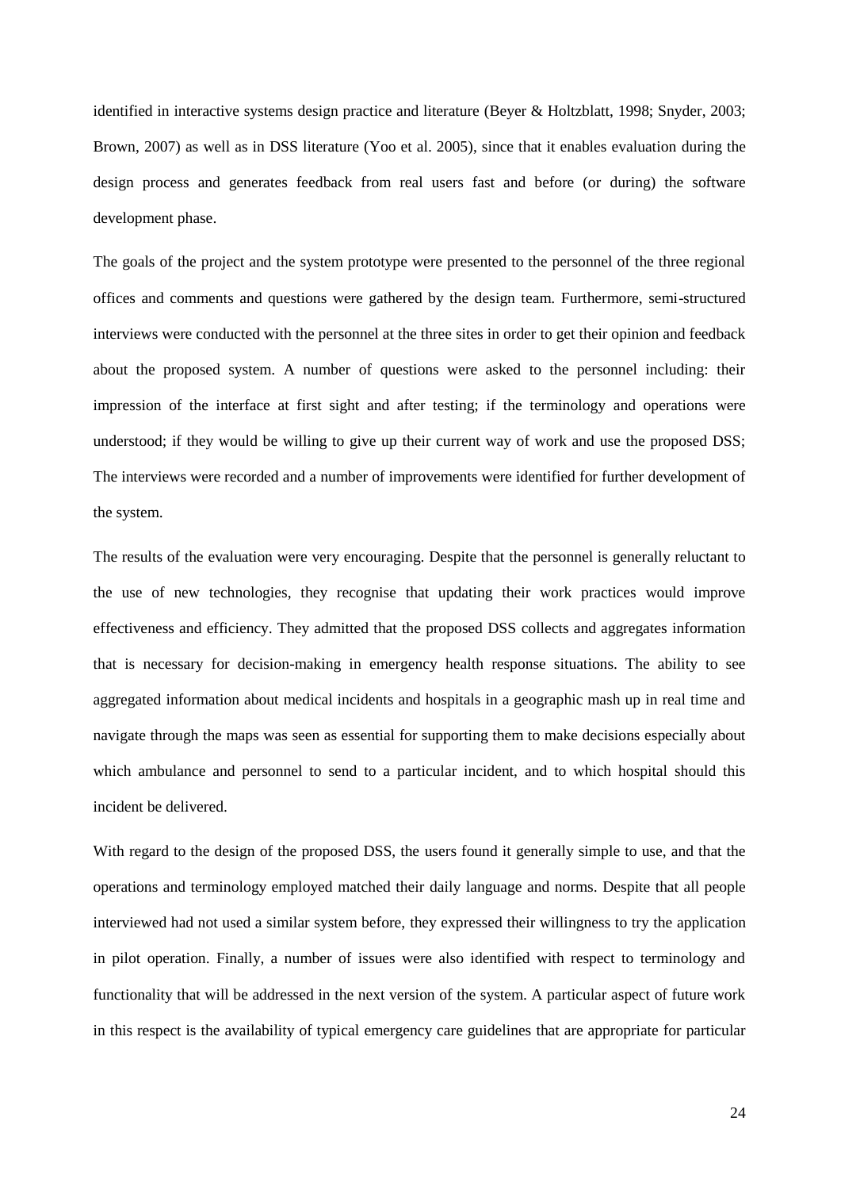identified in interactive systems design practice and literature (Beyer & Holtzblatt, 1998; Snyder, 2003; Brown, 2007) as well as in DSS literature (Yoo et al. 2005), since that it enables evaluation during the design process and generates feedback from real users fast and before (or during) the software development phase.

The goals of the project and the system prototype were presented to the personnel of the three regional offices and comments and questions were gathered by the design team. Furthermore, semi-structured interviews were conducted with the personnel at the three sites in order to get their opinion and feedback about the proposed system. A number of questions were asked to the personnel including: their impression of the interface at first sight and after testing; if the terminology and operations were understood; if they would be willing to give up their current way of work and use the proposed DSS; The interviews were recorded and a number of improvements were identified for further development of the system.

The results of the evaluation were very encouraging. Despite that the personnel is generally reluctant to the use of new technologies, they recognise that updating their work practices would improve effectiveness and efficiency. They admitted that the proposed DSS collects and aggregates information that is necessary for decision-making in emergency health response situations. The ability to see aggregated information about medical incidents and hospitals in a geographic mash up in real time and navigate through the maps was seen as essential for supporting them to make decisions especially about which ambulance and personnel to send to a particular incident, and to which hospital should this incident be delivered.

With regard to the design of the proposed DSS, the users found it generally simple to use, and that the operations and terminology employed matched their daily language and norms. Despite that all people interviewed had not used a similar system before, they expressed their willingness to try the application in pilot operation. Finally, a number of issues were also identified with respect to terminology and functionality that will be addressed in the next version of the system. A particular aspect of future work in this respect is the availability of typical emergency care guidelines that are appropriate for particular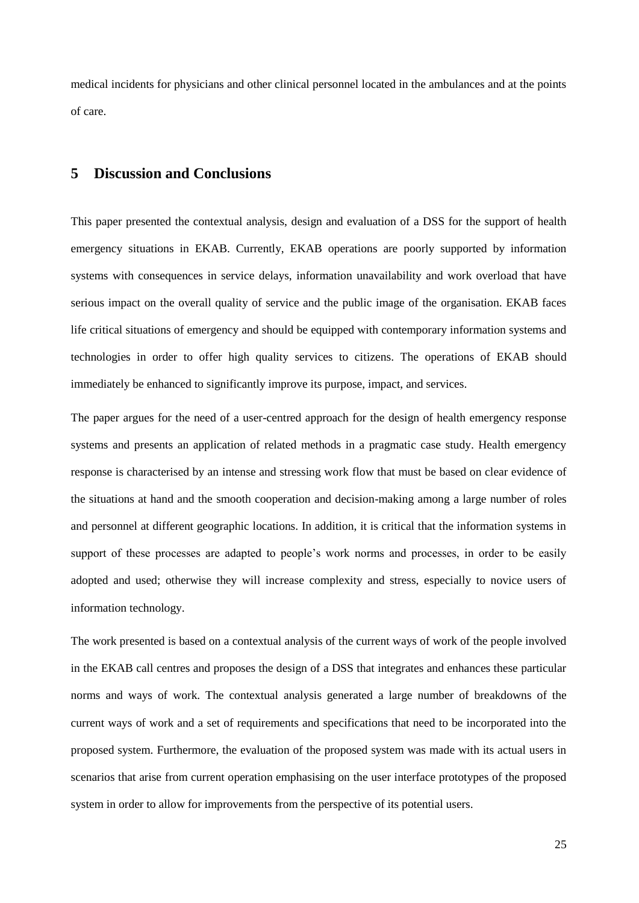medical incidents for physicians and other clinical personnel located in the ambulances and at the points of care.

## 5 Discussion and Conclusions

This paper presented the contextual analysis, design and evaluation of a DSS for the support of health emergency situations in EKAB. Currently, EKAB operations are poorly supported by information systems with consequences in service delays, information unavailability and work overload that have serious impact on the overall quality of service and the public image of the organisation. EKAB faces life critical situations of emergency and should be equipped with contemporary information systems and technologies in order to offer high quality services to citizens. The operations of EKAB should immediately be enhanced to significantly improve its purpose, impact, and services.

The paper argues for the need of a user-centred approach for the design of health emergency response systems and presents an application of related methods in a pragmatic case study. Health emergency response is characterised by an intense and stressing work flow that must be based on clear evidence of the situations at hand and the smooth cooperation and decision-making among a large number of roles and personnel at different geographic locations. In addition, it is critical that the information systems in support of these processes are adapted to people's work norms and processes, in order to be easily adopted and used; otherwise they will increase complexity and stress, especially to novice users of information technology.

The work presented is based on a contextual analysis of the current ways of work of the people involved in the EKAB call centres and proposes the design of a DSS that integrates and enhances these particular norms and ways of work. The contextual analysis generated a large number of breakdowns of the current ways of work and a set of requirements and specifications that need to be incorporated into the proposed system. Furthermore, the evaluation of the proposed system was made with its actual users in scenarios that arise from current operation emphasising on the user interface prototypes of the proposed system in order to allow for improvements from the perspective of its potential users.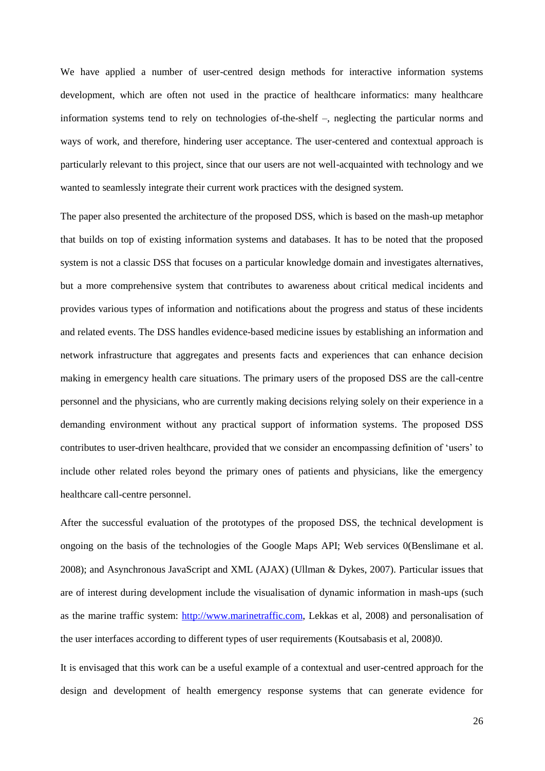We have applied a number of user-centred design methods for interactive information systems development, which are often not used in the practice of healthcare informatics: many healthcare information systems tend to rely on technologies of-the-shelf –, neglecting the particular norms and ways of work, and therefore, hindering user acceptance. The user-centered and contextual approach is particularly relevant to this project, since that our users are not well-acquainted with technology and we wanted to seamlessly integrate their current work practices with the designed system.

The paper also presented the architecture of the proposed DSS, which is based on the mash-up metaphor that builds on top of existing information systems and databases. It has to be noted that the proposed system is not a classic DSS that focuses on a particular knowledge domain and investigates alternatives, but a more comprehensive system that contributes to awareness about critical medical incidents and provides various types of information and notifications about the progress and status of these incidents and related events. The DSS handles evidence-based medicine issues by establishing an information and network infrastructure that aggregates and presents facts and experiences that can enhance decision making in emergency health care situations. The primary users of the proposed DSS are the call-centre personnel and the physicians, who are currently making decisions relying solely on their experience in a demanding environment without any practical support of information systems. The proposed DSS contributes to user-driven healthcare, provided that we consider an encompassing definition of 'users' to include other related roles beyond the primary ones of patients and physicians, like the emergency healthcare call-centre personnel.

After the successful evaluation of the prototypes of the proposed DSS, the technical development is ongoing on the basis of the technologies of the Google Maps API; Web services 0(Benslimane et al. 2008); and Asynchronous JavaScript and XML (AJAX) (Ullman & Dykes, 2007). Particular issues that are of interest during development include the visualisation of dynamic information in mash-ups (such as the marine traffic system: [http://www.marinetraffic.com](http://www.marinetraffic.com), Lekkas et al, 2008) and personalisation of the user interfaces according to different types of user requirements (Koutsabasis et al, 2008)0.

It is envisaged that this work can be a useful example of a contextual and user-centred approach for the design and development of health emergency response systems that can generate evidence for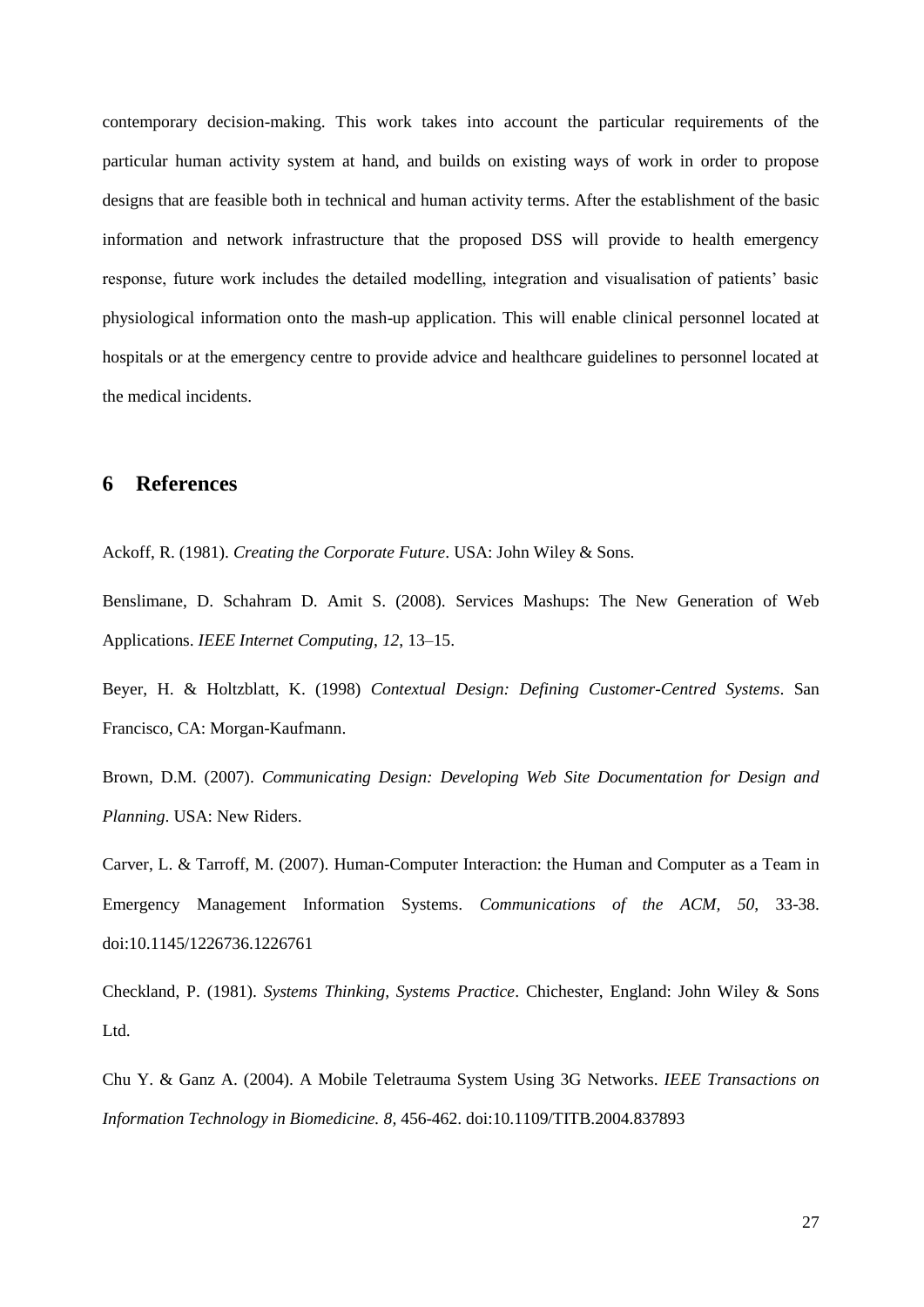contemporary decision-making. This work takes into account the particular requirements of the particular human activity system at hand, and builds on existing ways of work in order to propose designs that are feasible both in technical and human activity terms. After the establishment of the basic information and network infrastructure that the proposed DSS will provide to health emergency response, future work includes the detailed modelling, integration and visualisation of patients' basic physiological information onto the mash-up application. This will enable clinical personnel located at hospitals or at the emergency centre to provide advice and healthcare guidelines to personnel located at the medical incidents.

## 6 References

Ackoff, R. (1981). *Creating the Corporate Future*. USA: John Wiley & Sons.

Benslimane, D. Schahram D. Amit S. (2008). Services Mashups: The New Generation of Web Applications. *IEEE Internet Computing*, *12*, 13–15.

Beyer, H. & Holtzblatt, K. (1998) *Contextual Design: Defining Customer-Centred Systems*. San Francisco, CA: Morgan-Kaufmann.

Brown, D.M. (2007). *Communicating Design: Developing Web Site Documentation for Design and Planning*. USA: New Riders.

Carver, L. & Tarroff, M. (2007). Human-Computer Interaction: the Human and Computer as a Team in Emergency Management Information Systems. *Communications of the ACM*, *50*, 33-38. doi:10.1145/1226736.1226761

Checkland, P. (1981). *Systems Thinking, Systems Practice*. Chichester, England: John Wiley & Sons Ltd.

Chu Y. & Ganz A. (2004). A Mobile Teletrauma System Using 3G Networks. *IEEE Transactions on Information Technology in Biomedicine. 8,* 456-462. doi:10.1109/TITB.2004.837893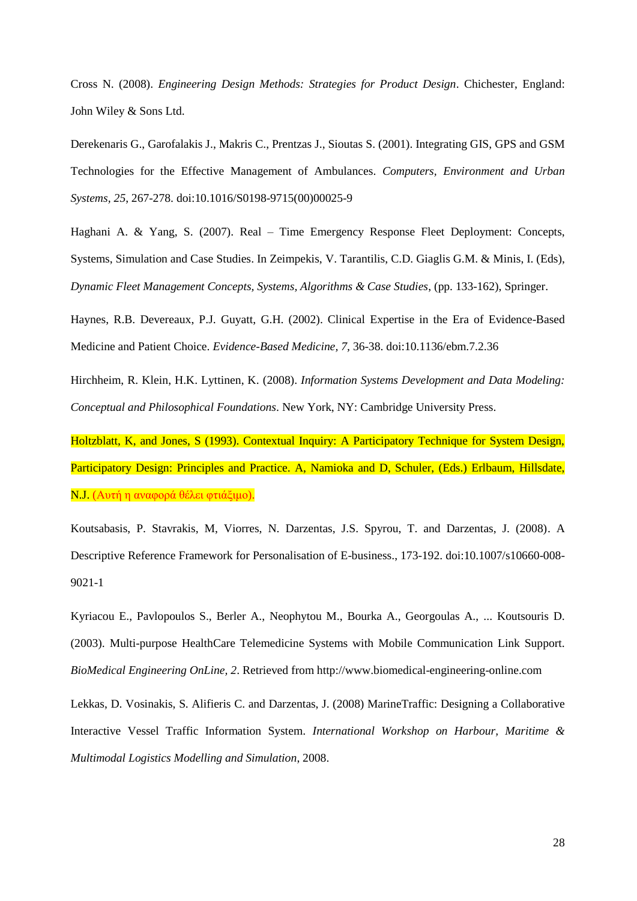Cross N. (2008). *Engineering Design Methods: Strategies for Product Design*. Chichester, England: John Wiley & Sons Ltd.

Derekenaris G., Garofalakis J., Makris C., Prentzas J., Sioutas S. (2001). Integrating GIS, GPS and GSM Technologies for the Effective Management of Ambulances. *Computers, Environment and Urban Systems, 25,* 267-278. doi:10.1016/S0198-9715(00)00025-9

Haghani A. & Yang, S. (2007). Real – Time Emergency Response Fleet Deployment: Concepts, Systems, Simulation and Case Studies. In Zeimpekis, V. Tarantilis, C.D. Giaglis G.M. & Minis, I. (Eds), *Dynamic Fleet Management Concepts, Systems, Algorithms & Case Studies*, (pp. 133-162), Springer.

Haynes, R.B. Devereaux, P.J. Guyatt, G.H. (2002). Clinical Expertise in the Era of Evidence-Based Medicine and Patient Choice. *Evidence-Based Medicine, 7,* 36-38. doi:10.1136/ebm.7.2.36

Hirchheim, R. Klein, H.K. Lyttinen, K. (2008). *Information Systems Development and Data Modeling: Conceptual and Philosophical Foundations*. New York, NY: Cambridge University Press.

Holtzblatt, K, and Jones, S (1993). Contextual Inquiry: A Participatory Technique for System Design, Participatory Design: Principles and Practice. A, Namioka and D, Schuler, (Eds.) Erlbaum, Hillsdate, N.J. (Αυτή η αναφορά θέλει φτιάξιμο).

Koutsabasis, P. Stavrakis, M, Viorres, N. Darzentas, J.S. Spyrou, T. and Darzentas, J. (2008). A Descriptive Reference Framework for Personalisation of E-business., 173-192. doi:10.1007/s10660-008-9021-1

Kyriacou E., Pavlopoulos S., Berler A., Neophytou M., Bourka A., Georgoulas A., ... Koutsouris D. (2003). Multi-purpose HealthCare Telemedicine Systems with Mobile Communication Link Support. *BioMedical Engineering OnLine, 2*. Retrieved from http://www.biomedical-engineering-online.com

Lekkas, D. Vosinakis, S. Alifieris C. and Darzentas, J. (2008) MarineTraffic: Designing a Collaborative Interactive Vessel Traffic Information System. *International Workshop on Harbour, Maritime & Multimodal Logistics Modelling and Simulation*, 2008.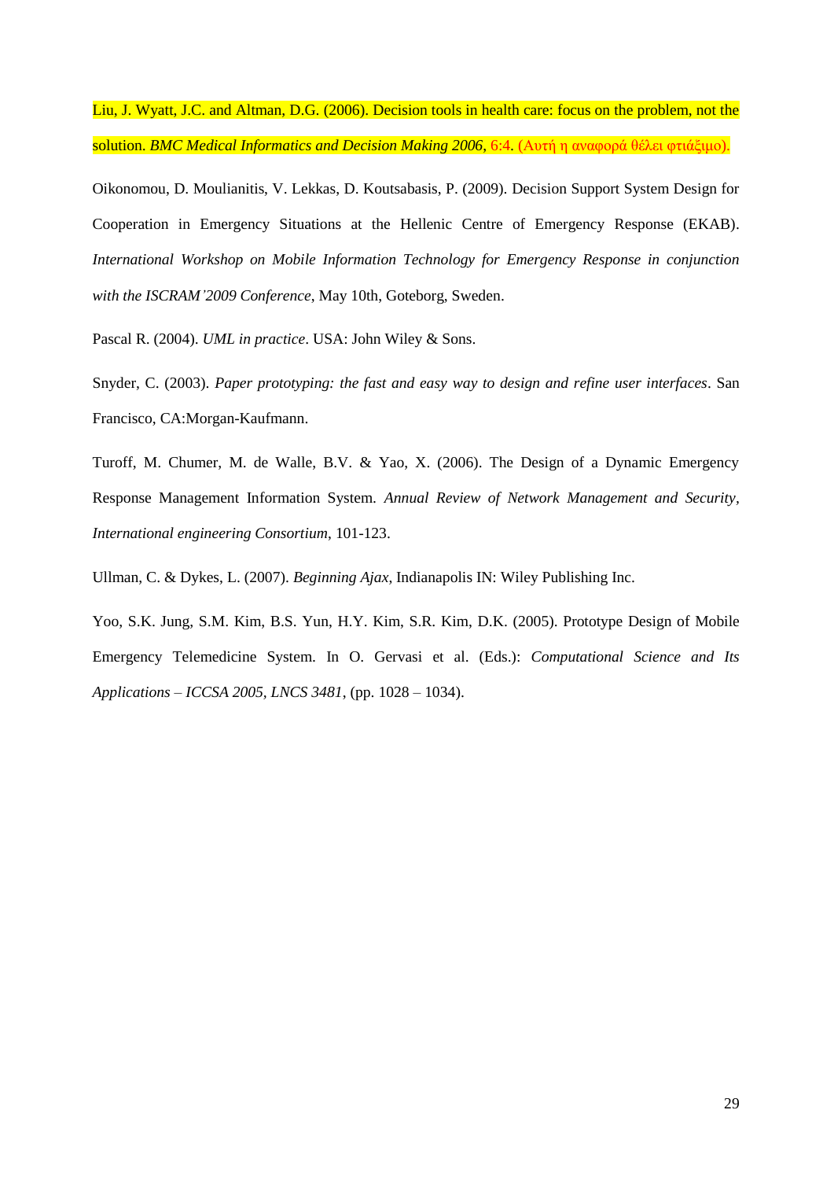Liu, J. Wyatt, J.C. and Altman, D.G. (2006). Decision tools in health care: focus on the problem, not the solution. *BMC Medical Informatics and Decision Making 2006*, 6:4. (Αυτή η αναφορά θέλει φτιάξιμο).

Oikonomou, D. Moulianitis, V. Lekkas, D. Koutsabasis, P. (2009). Decision Support System Design for Cooperation in Emergency Situations at the Hellenic Centre of Emergency Response (EKAB). *International Workshop on Mobile Information Technology for Emergency Response in conjunction with the ISCRAM'2009 Conference*, May 10th, Goteborg, Sweden.

Pascal R. (2004). *UML in practice*. USA: John Wiley & Sons.

Snyder, C. (2003). *Paper prototyping: the fast and easy way to design and refine user interfaces*. San Francisco, CA:Morgan-Kaufmann.

Turoff, M. Chumer, M. de Walle, B.V. & Yao, X. (2006). The Design of a Dynamic Emergency Response Management Information System. *Annual Review of Network Management and Security, International engineering Consortium*, 101-123.

Ullman, C. & Dykes, L. (2007). *Beginning Ajax*, Indianapolis IN: Wiley Publishing Inc.

Yoo, S.K. Jung, S.M. Kim, B.S. Yun, H.Y. Kim, S.R. Kim, D.K. (2005). Prototype Design of Mobile Emergency Telemedicine System. In O. Gervasi et al. (Eds.): *Computational Science and Its Applications – ICCSA 2005, LNCS 3481*, (pp. 1028 – 1034).